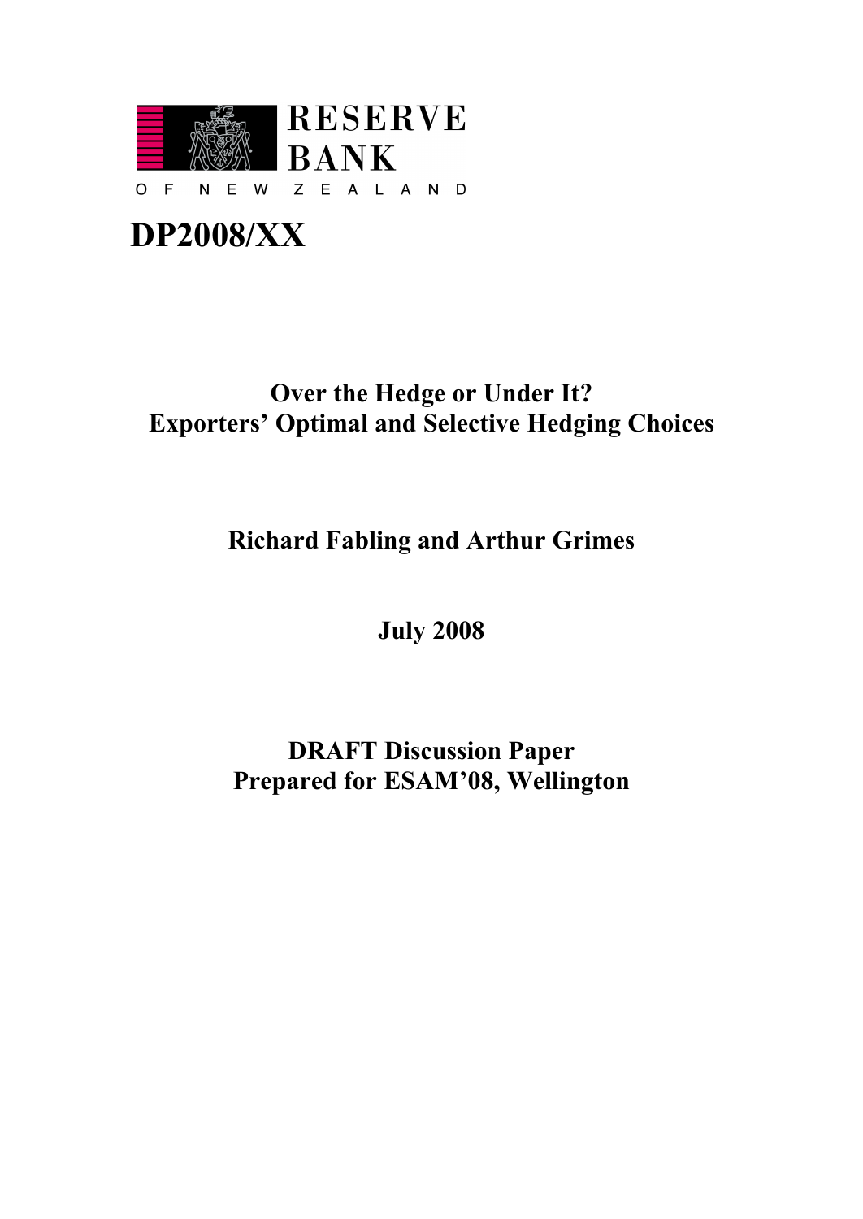RESERVE BANK

OF NEW ZEALAND

# DP2008/XX

## Over the Hedge or Under It?
## Exporters' Optimal and Selective Hedging Choices

**Richard Fabling and Arthur Grimes**

**July 2008**

**DRAFT Discussion Paper**
**Prepared for ESAM'08, Wellington**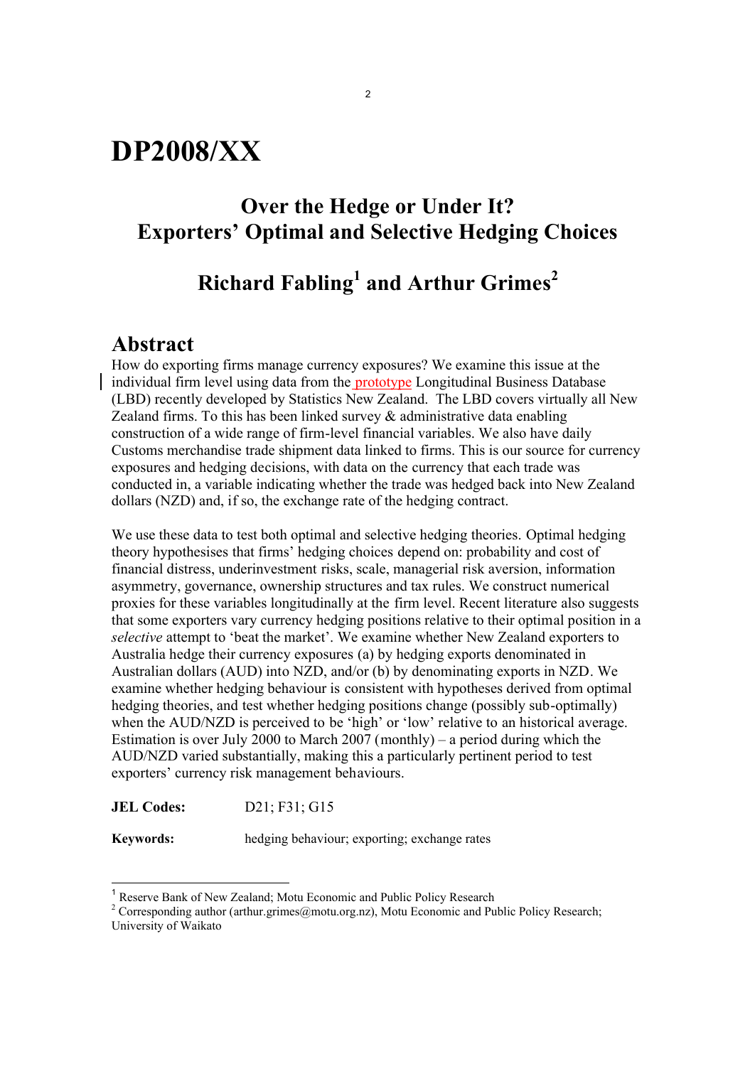# DP2008/XX

## Over the Hedge or Under It? Exporters' Optimal and Selective Hedging Choices

## Richard Fabling[1] and Arthur Grimes[2]

## Abstract

How do exporting firms manage currency exposures? We examine this issue at the individual firm level using data from the prototype Longitudinal Business Database (LBD) recently developed by Statistics New Zealand. The LBD covers virtually all New Zealand firms. To this has been linked survey & administrative data enabling construction of a wide range of firm-level financial variables. We also have daily Customs merchandise trade shipment data linked to firms. This is our source for currency exposures and hedging decisions, with data on the currency that each trade was conducted in, a variable indicating whether the trade was hedged back into New Zealand dollars (NZD) and, if so, the exchange rate of the hedging contract.

We use these data to test both optimal and selective hedging theories. Optimal hedging theory hypothesises that firms' hedging choices depend on: probability and cost of financial distress, underinvestment risks, scale, managerial risk aversion, information asymmetry, governance, ownership structures and tax rules. We construct numerical proxies for these variables longitudinally at the firm level. Recent literature also suggests that some exporters vary currency hedging positions relative to their optimal position in a *selective* attempt to 'beat the market'. We examine whether New Zealand exporters to Australia hedge their currency exposures (a) by hedging exports denominated in Australian dollars (AUD) into NZD, and/or (b) by denominating exports in NZD. We examine whether hedging behaviour is consistent with hypotheses derived from optimal hedging theories, and test whether hedging positions change (possibly sub-optimally) when the AUD/NZD is perceived to be 'high' or 'low' relative to an historical average. Estimation is over July 2000 to March 2007 (monthly) – a period during which the AUD/NZD varied substantially, making this a particularly pertinent period to test exporters' currency risk management behaviours.

**JEL Codes:** D21; F31; G15

**Keywords:** hedging behaviour; exporting; exchange rates

[1] Reserve Bank of New Zealand; Motu Economic and Public Policy Research

[2] Corresponding author (arthur.grimes@motu.org.nz), Motu Economic and Public Policy Research; University of Waikato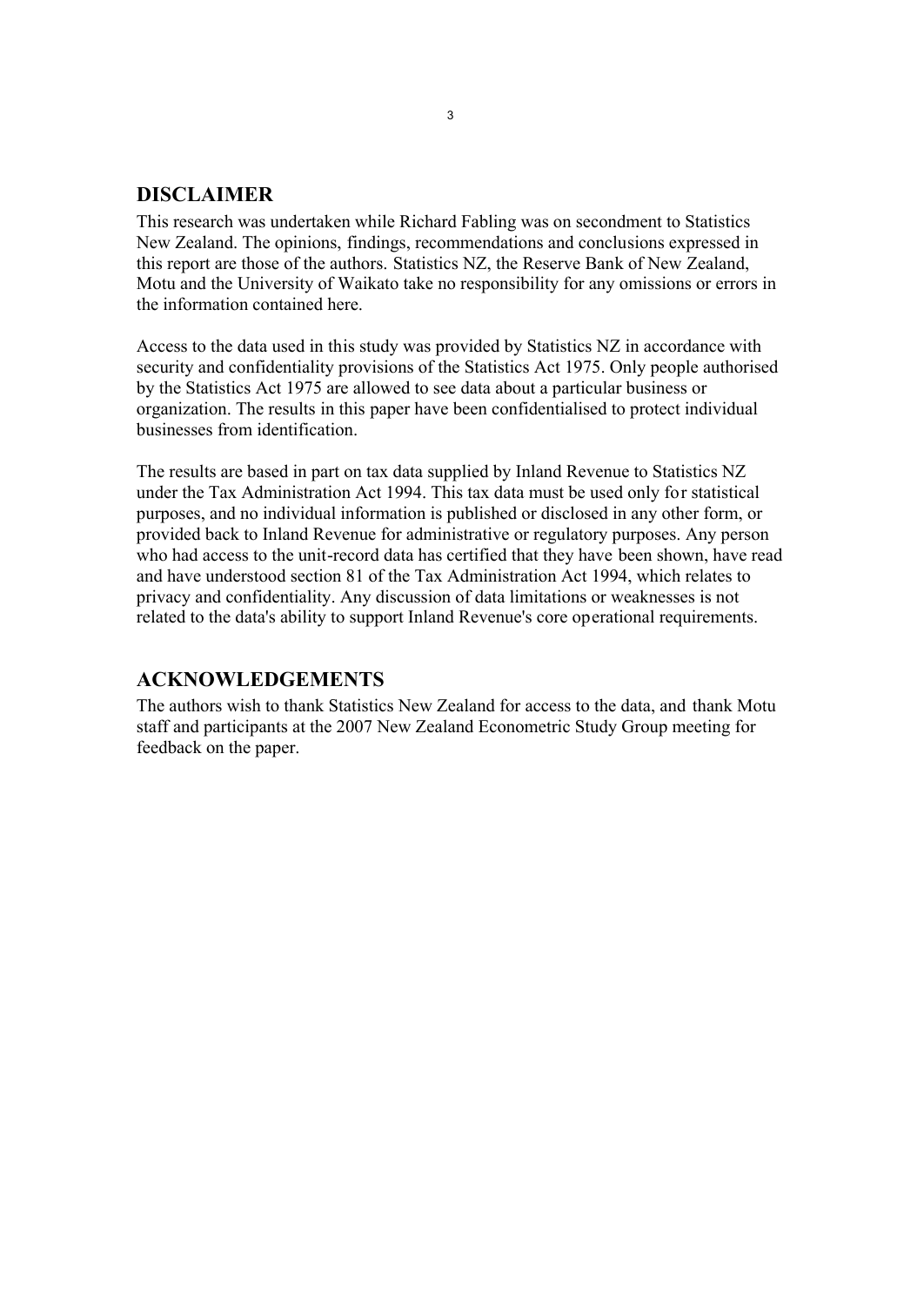## DISCLAIMER

This research was undertaken while Richard Fabling was on secondment to Statistics New Zealand. The opinions, findings, recommendations and conclusions expressed in this report are those of the authors. Statistics NZ, the Reserve Bank of New Zealand, Motu and the University of Waikato take no responsibility for any omissions or errors in the information contained here.

Access to the data used in this study was provided by Statistics NZ in accordance with security and confidentiality provisions of the Statistics Act 1975. Only people authorised by the Statistics Act 1975 are allowed to see data about a particular business or organization. The results in this paper have been confidentialised to protect individual businesses from identification.

The results are based in part on tax data supplied by Inland Revenue to Statistics NZ under the Tax Administration Act 1994. This tax data must be used only for statistical purposes, and no individual information is published or disclosed in any other form, or provided back to Inland Revenue for administrative or regulatory purposes. Any person who had access to the unit-record data has certified that they have been shown, have read and have understood section 81 of the Tax Administration Act 1994, which relates to privacy and confidentiality. Any discussion of data limitations or weaknesses is not related to the data's ability to support Inland Revenue's core operational requirements.

## ACKNOWLEDGEMENTS

The authors wish to thank Statistics New Zealand for access to the data, and thank Motu staff and participants at the 2007 New Zealand Econometric Study Group meeting for feedback on the paper.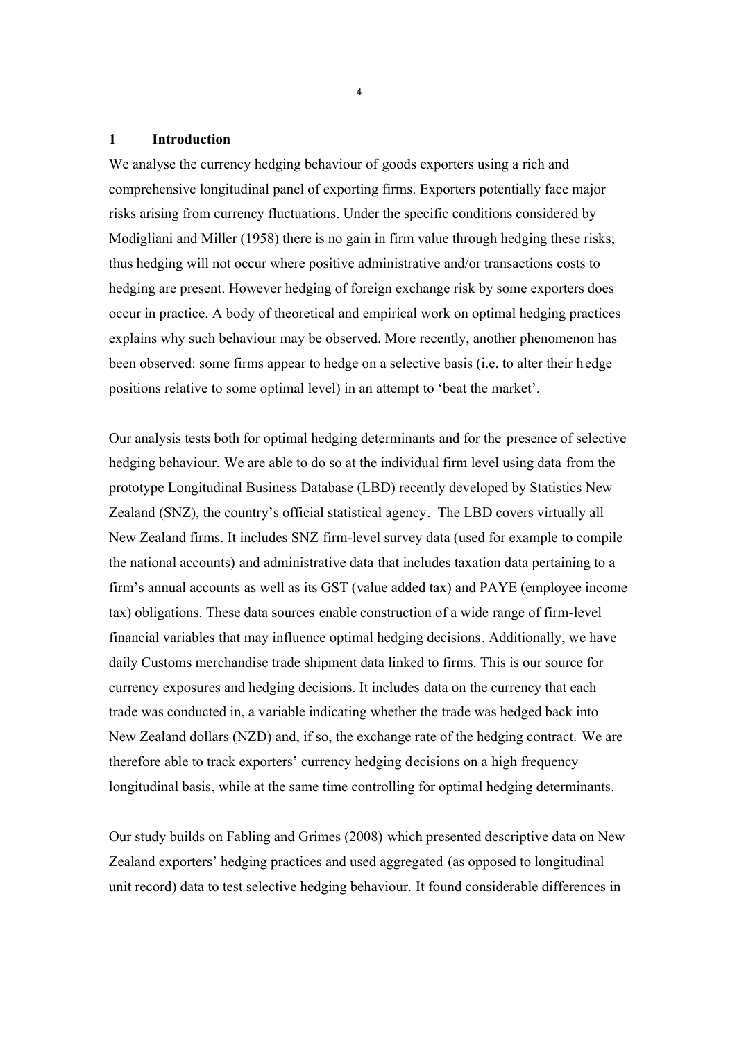## 1 Introduction

We analyse the currency hedging behaviour of goods exporters using a rich and comprehensive longitudinal panel of exporting firms. Exporters potentially face major risks arising from currency fluctuations. Under the specific conditions considered by Modigliani and Miller (1958) there is no gain in firm value through hedging these risks; thus hedging will not occur where positive administrative and/or transactions costs to hedging are present. However hedging of foreign exchange risk by some exporters does occur in practice. A body of theoretical and empirical work on optimal hedging practices explains why such behaviour may be observed. More recently, another phenomenon has been observed: some firms appear to hedge on a selective basis (i.e. to alter their hedge positions relative to some optimal level) in an attempt to 'beat the market'.

Our analysis tests both for optimal hedging determinants and for the presence of selective hedging behaviour. We are able to do so at the individual firm level using data from the prototype Longitudinal Business Database (LBD) recently developed by Statistics New Zealand (SNZ), the country's official statistical agency. The LBD covers virtually all New Zealand firms. It includes SNZ firm-level survey data (used for example to compile the national accounts) and administrative data that includes taxation data pertaining to a firm's annual accounts as well as its GST (value added tax) and PAYE (employee income tax) obligations. These data sources enable construction of a wide range of firm-level financial variables that may influence optimal hedging decisions. Additionally, we have daily Customs merchandise trade shipment data linked to firms. This is our source for currency exposures and hedging decisions. It includes data on the currency that each trade was conducted in, a variable indicating whether the trade was hedged back into New Zealand dollars (NZD) and, if so, the exchange rate of the hedging contract. We are therefore able to track exporters' currency hedging decisions on a high frequency longitudinal basis, while at the same time controlling for optimal hedging determinants.

Our study builds on Fabling and Grimes (2008) which presented descriptive data on New Zealand exporters' hedging practices and used aggregated (as opposed to longitudinal unit record) data to test selective hedging behaviour. It found considerable differences in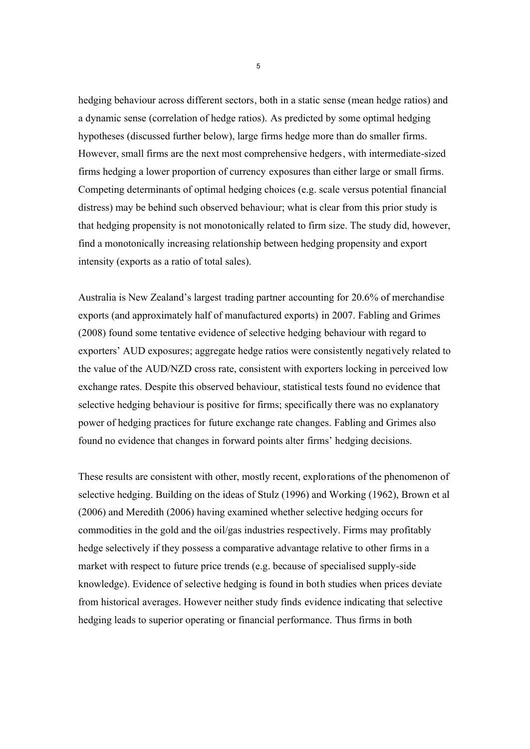hedging behaviour across different sectors, both in a static sense (mean hedge ratios) and a dynamic sense (correlation of hedge ratios). As predicted by some optimal hedging hypotheses (discussed further below), large firms hedge more than do smaller firms. However, small firms are the next most comprehensive hedgers, with intermediate-sized firms hedging a lower proportion of currency exposures than either large or small firms. Competing determinants of optimal hedging choices (e.g. scale versus potential financial distress) may be behind such observed behaviour; what is clear from this prior study is that hedging propensity is not monotonically related to firm size. The study did, however, find a monotonically increasing relationship between hedging propensity and export intensity (exports as a ratio of total sales).

Australia is New Zealand's largest trading partner accounting for 20.6% of merchandise exports (and approximately half of manufactured exports) in 2007. Fabling and Grimes (2008) found some tentative evidence of selective hedging behaviour with regard to exporters' AUD exposures; aggregate hedge ratios were consistently negatively related to the value of the AUD/NZD cross rate, consistent with exporters locking in perceived low exchange rates. Despite this observed behaviour, statistical tests found no evidence that selective hedging behaviour is positive for firms; specifically there was no explanatory power of hedging practices for future exchange rate changes. Fabling and Grimes also found no evidence that changes in forward points alter firms' hedging decisions.

These results are consistent with other, mostly recent, explorations of the phenomenon of selective hedging. Building on the ideas of Stulz (1996) and Working (1962), Brown et al (2006) and Meredith (2006) having examined whether selective hedging occurs for commodities in the gold and the oil/gas industries respectively. Firms may profitably hedge selectively if they possess a comparative advantage relative to other firms in a market with respect to future price trends (e.g. because of specialised supply-side knowledge). Evidence of selective hedging is found in both studies when prices deviate from historical averages. However neither study finds evidence indicating that selective hedging leads to superior operating or financial performance. Thus firms in both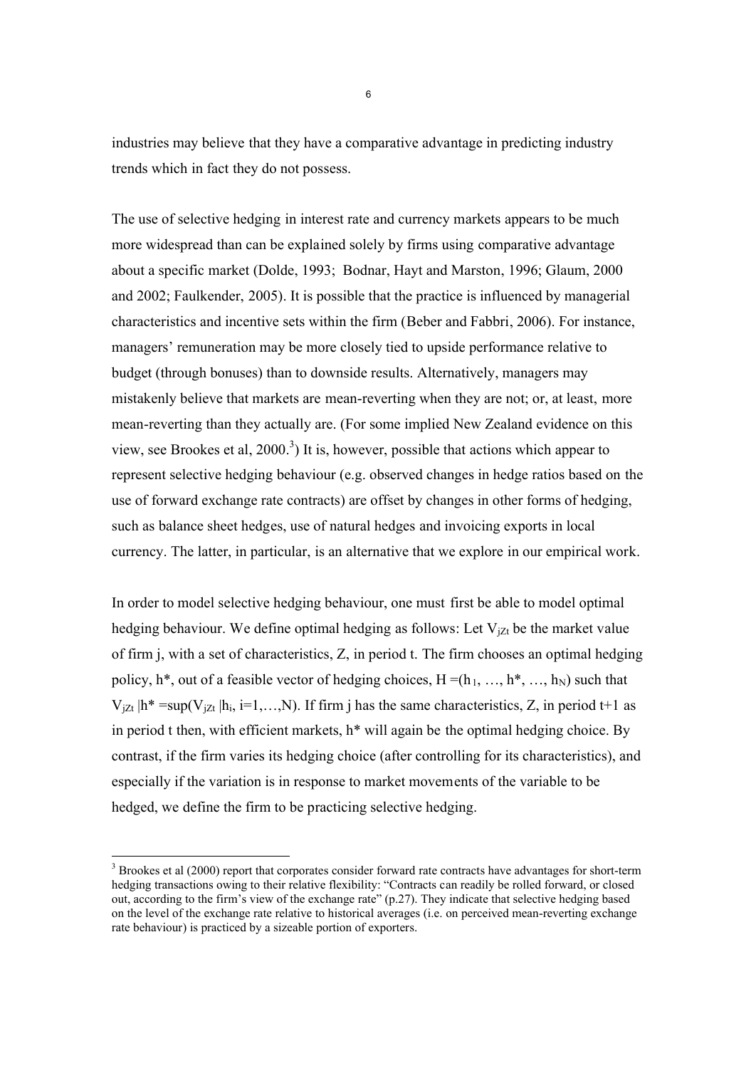industries may believe that they have a comparative advantage in predicting industry trends which in fact they do not possess.

The use of selective hedging in interest rate and currency markets appears to be much more widespread than can be explained solely by firms using comparative advantage about a specific market (Dolde, 1993; Bodnar, Hayt and Marston, 1996; Glaum, 2000 and 2002; Faulkender, 2005). It is possible that the practice is influenced by managerial characteristics and incentive sets within the firm (Beber and Fabbri, 2006). For instance, managers' remuneration may be more closely tied to upside performance relative to budget (through bonuses) than to downside results. Alternatively, managers may mistakenly believe that markets are mean-reverting when they are not; or, at least, more mean-reverting than they actually are. (For some implied New Zealand evidence on this view, see Brookes et al, 2000.[3]) It is, however, possible that actions which appear to represent selective hedging behaviour (e.g. observed changes in hedge ratios based on the use of forward exchange rate contracts) are offset by changes in other forms of hedging, such as balance sheet hedges, use of natural hedges and invoicing exports in local currency. The latter, in particular, is an alternative that we explore in our empirical work.

In order to model selective hedging behaviour, one must first be able to model optimal hedging behaviour. We define optimal hedging as follows: Let $V_{jZt}$ be the market value of firm j, with a set of characteristics, Z, in period t. The firm chooses an optimal hedging policy, $h^*$, out of a feasible vector of hedging choices, $H = (h_1, \ldots, h^*, \ldots, h_N)$ such that $V_{jZt} | h^* = \sup(V_{jZt} | h_i, i=1,\ldots,N)$. If firm j has the same characteristics, Z, in period t+1 as in period t then, with efficient markets, $h^*$ will again be the optimal hedging choice. By contrast, if the firm varies its hedging choice (after controlling for its characteristics), and especially if the variation is in response to market movements of the variable to be hedged, we define the firm to be practicing selective hedging.

[3] Brookes et al (2000) report that corporates consider forward rate contracts have advantages for short-term hedging transactions owing to their relative flexibility: "Contracts can readily be rolled forward, or closed out, according to the firm's view of the exchange rate" (p.27). They indicate that selective hedging based on the level of the exchange rate relative to historical averages (i.e. on perceived mean-reverting exchange rate behaviour) is practiced by a sizeable portion of exporters.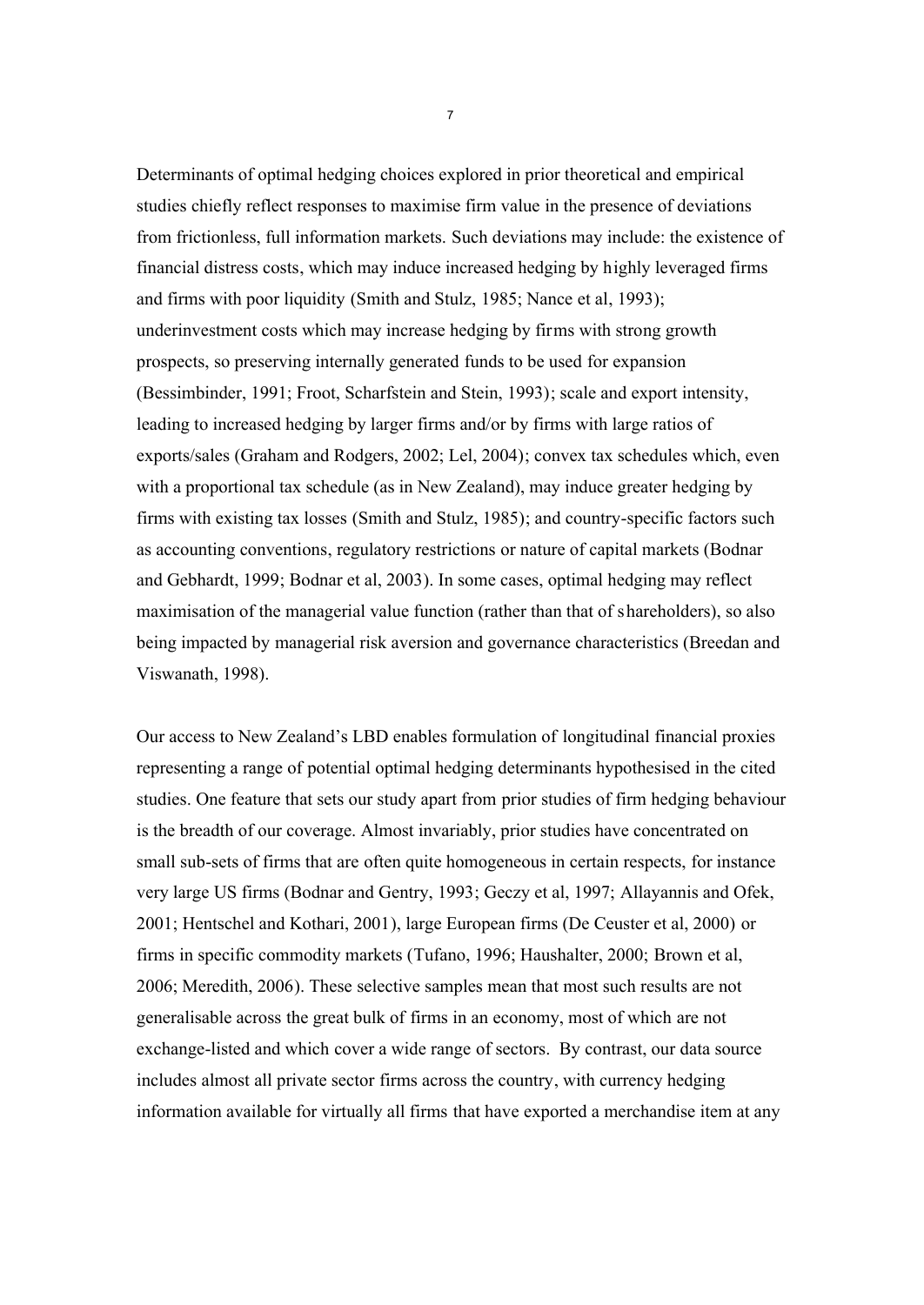Determinants of optimal hedging choices explored in prior theoretical and empirical studies chiefly reflect responses to maximise firm value in the presence of deviations from frictionless, full information markets. Such deviations may include: the existence of financial distress costs, which may induce increased hedging by highly leveraged firms and firms with poor liquidity (Smith and Stulz, 1985; Nance et al, 1993); underinvestment costs which may increase hedging by firms with strong growth prospects, so preserving internally generated funds to be used for expansion (Bessimbinder, 1991; Froot, Scharfstein and Stein, 1993); scale and export intensity, leading to increased hedging by larger firms and/or by firms with large ratios of exports/sales (Graham and Rodgers, 2002; Lel, 2004); convex tax schedules which, even with a proportional tax schedule (as in New Zealand), may induce greater hedging by firms with existing tax losses (Smith and Stulz, 1985); and country-specific factors such as accounting conventions, regulatory restrictions or nature of capital markets (Bodnar and Gebhardt, 1999; Bodnar et al, 2003). In some cases, optimal hedging may reflect maximisation of the managerial value function (rather than that of shareholders), so also being impacted by managerial risk aversion and governance characteristics (Breedan and Viswanath, 1998).

Our access to New Zealand's LBD enables formulation of longitudinal financial proxies representing a range of potential optimal hedging determinants hypothesised in the cited studies. One feature that sets our study apart from prior studies of firm hedging behaviour is the breadth of our coverage. Almost invariably, prior studies have concentrated on small sub-sets of firms that are often quite homogeneous in certain respects, for instance very large US firms (Bodnar and Gentry, 1993; Geczy et al, 1997; Allayannis and Ofek, 2001; Hentschel and Kothari, 2001), large European firms (De Ceuster et al, 2000) or firms in specific commodity markets (Tufano, 1996; Haushalter, 2000; Brown et al, 2006; Meredith, 2006). These selective samples mean that most such results are not generalisable across the great bulk of firms in an economy, most of which are not exchange-listed and which cover a wide range of sectors. By contrast, our data source includes almost all private sector firms across the country, with currency hedging information available for virtually all firms that have exported a merchandise item at any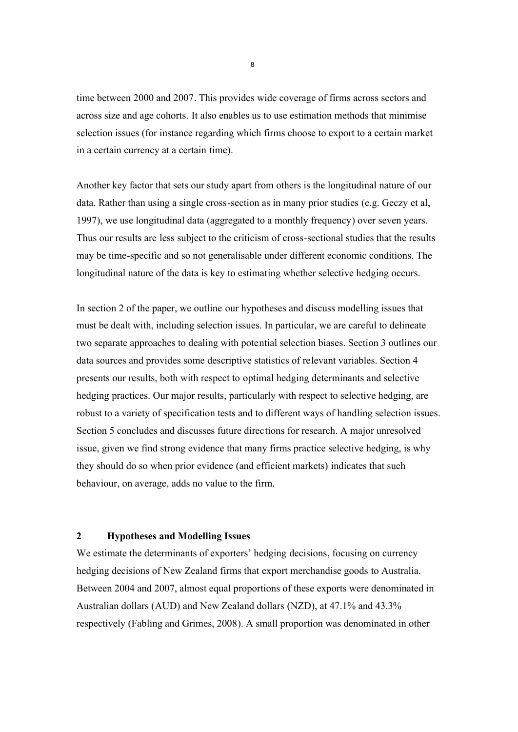time between 2000 and 2007. This provides wide coverage of firms across sectors and across size and age cohorts. It also enables us to use estimation methods that minimise selection issues (for instance regarding which firms choose to export to a certain market in a certain currency at a certain time).

Another key factor that sets our study apart from others is the longitudinal nature of our data. Rather than using a single cross-section as in many prior studies (e.g. Geczy et al, 1997), we use longitudinal data (aggregated to a monthly frequency) over seven years. Thus our results are less subject to the criticism of cross-sectional studies that the results may be time-specific and so not generalisable under different economic conditions. The longitudinal nature of the data is key to estimating whether selective hedging occurs.

In section 2 of the paper, we outline our hypotheses and discuss modelling issues that must be dealt with, including selection issues. In particular, we are careful to delineate two separate approaches to dealing with potential selection biases. Section 3 outlines our data sources and provides some descriptive statistics of relevant variables. Section 4 presents our results, both with respect to optimal hedging determinants and selective hedging practices. Our major results, particularly with respect to selective hedging, are robust to a variety of specification tests and to different ways of handling selection issues. Section 5 concludes and discusses future directions for research. A major unresolved issue, given we find strong evidence that many firms practice selective hedging, is why they should do so when prior evidence (and efficient markets) indicates that such behaviour, on average, adds no value to the firm.

## 2 Hypotheses and Modelling Issues

We estimate the determinants of exporters' hedging decisions, focusing on currency hedging decisions of New Zealand firms that export merchandise goods to Australia. Between 2004 and 2007, almost equal proportions of these exports were denominated in Australian dollars (AUD) and New Zealand dollars (NZD), at 47.1% and 43.3% respectively (Fabling and Grimes, 2008). A small proportion was denominated in other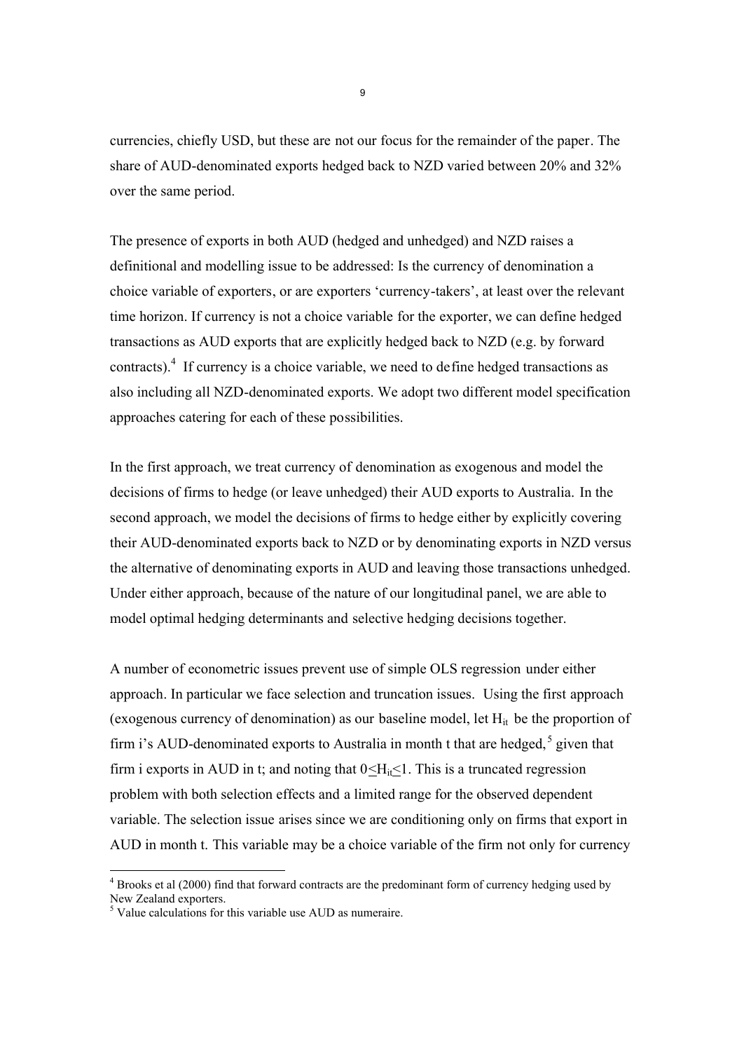currencies, chiefly USD, but these are not our focus for the remainder of the paper. The share of AUD-denominated exports hedged back to NZD varied between 20% and 32% over the same period.

The presence of exports in both AUD (hedged and unhedged) and NZD raises a definitional and modelling issue to be addressed: Is the currency of denomination a choice variable of exporters, or are exporters 'currency-takers', at least over the relevant time horizon. If currency is not a choice variable for the exporter, we can define hedged transactions as AUD exports that are explicitly hedged back to NZD (e.g. by forward contracts).[4] If currency is a choice variable, we need to define hedged transactions as also including all NZD-denominated exports. We adopt two different model specification approaches catering for each of these possibilities.

In the first approach, we treat currency of denomination as exogenous and model the decisions of firms to hedge (or leave unhedged) their AUD exports to Australia. In the second approach, we model the decisions of firms to hedge either by explicitly covering their AUD-denominated exports back to NZD or by denominating exports in NZD versus the alternative of denominating exports in AUD and leaving those transactions unhedged. Under either approach, because of the nature of our longitudinal panel, we are able to model optimal hedging determinants and selective hedging decisions together.

A number of econometric issues prevent use of simple OLS regression under either approach. In particular we face selection and truncation issues. Using the first approach (exogenous currency of denomination) as our baseline model, let $H_{it}$ be the proportion of firm i's AUD-denominated exports to Australia in month t that are hedged,[5] given that firm i exports in AUD in t; and noting that $0 \leq H_{it} \leq 1$. This is a truncated regression problem with both selection effects and a limited range for the observed dependent variable. The selection issue arises since we are conditioning only on firms that export in AUD in month t. This variable may be a choice variable of the firm not only for currency

---

[4] Brooks et al (2000) find that forward contracts are the predominant form of currency hedging used by New Zealand exporters.

[5] Value calculations for this variable use AUD as numeraire.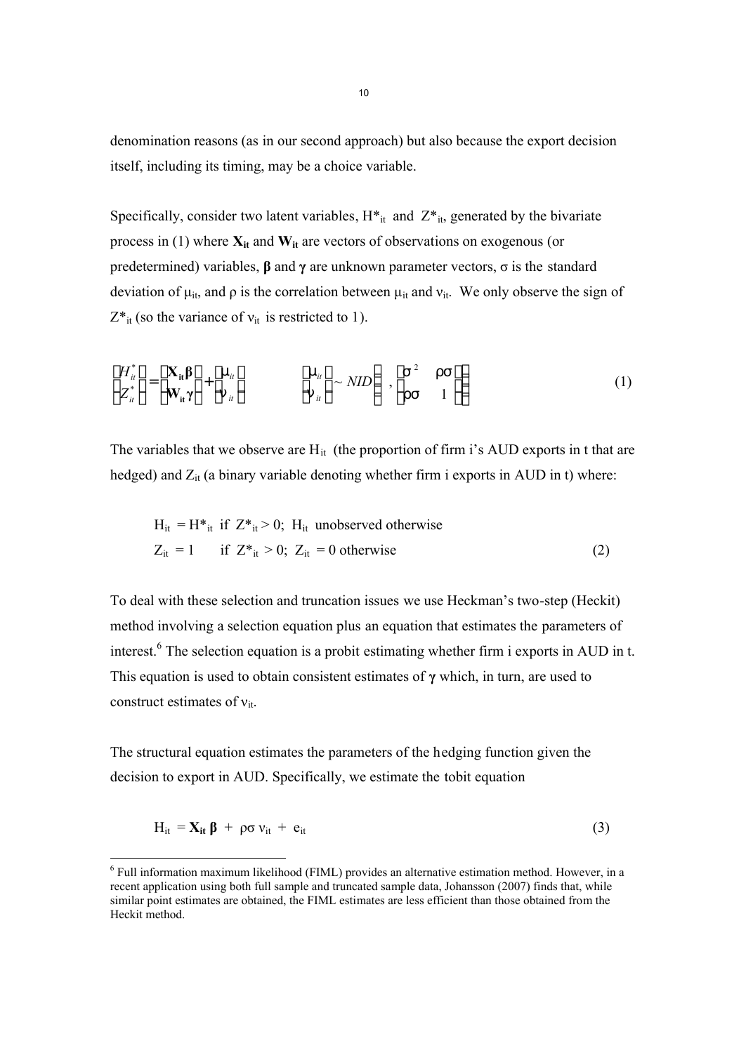denomination reasons (as in our second approach) but also because the export decision itself, including its timing, may be a choice variable.

Specifically, consider two latent variables, $H^*_{it}$ and $Z^*_{it}$, generated by the bivariate process in (1) where $\mathbf{X}_{it}$ and $\mathbf{W}_{it}$ are vectors of observations on exogenous (or predetermined) variables, $\boldsymbol{\beta}$ and $\boldsymbol{\gamma}$ are unknown parameter vectors, $\sigma$ is the standard deviation of $\mu_{it}$, and $\rho$ is the correlation between $\mu_{it}$ and $\nu_{it}$. We only observe the sign of $Z^*_{it}$ (so the variance of $\nu_{it}$ is restricted to 1).

$$\begin{bmatrix} H^*_{it} \\ Z^*_{it} \end{bmatrix} = \begin{bmatrix} \mathbf{X}_{it}\boldsymbol{\beta} \\ \mathbf{W}_{it}\boldsymbol{\gamma} \end{bmatrix} + \begin{bmatrix} \mu_{it} \\ \nu_{it} \end{bmatrix} \qquad \begin{bmatrix} \mu_{it} \\ \nu_{it} \end{bmatrix} \sim NID\left( \begin{bmatrix} 0 \\ 0 \end{bmatrix}, \begin{bmatrix} \sigma^2 & \rho\sigma \\ \rho\sigma & 1 \end{bmatrix} \right) \tag{1}$$

The variables that we observe are $H_{it}$ (the proportion of firm i's AUD exports in t that are hedged) and $Z_{it}$ (a binary variable denoting whether firm i exports in AUD in t) where:

$$\begin{aligned} &H_{it} = H^*_{it} \text{ if } Z^*_{it} > 0;\ H_{it} \text{ unobserved otherwise} \\ &Z_{it} = 1 \quad \text{if } Z^*_{it} > 0;\ Z_{it} = 0 \text{ otherwise} \end{aligned} \tag{2}$$

To deal with these selection and truncation issues we use Heckman's two-step (Heckit) method involving a selection equation plus an equation that estimates the parameters of interest.[6] The selection equation is a probit estimating whether firm i exports in AUD in t. This equation is used to obtain consistent estimates of $\boldsymbol{\gamma}$ which, in turn, are used to construct estimates of $\nu_{it}$.

The structural equation estimates the parameters of the hedging function given the decision to export in AUD. Specifically, we estimate the tobit equation

$$H_{it} = \mathbf{X}_{it}\boldsymbol{\beta} + \rho\sigma\,\nu_{it} + e_{it} \tag{3}$$

[6] Full information maximum likelihood (FIML) provides an alternative estimation method. However, in a recent application using both full sample and truncated sample data, Johansson (2007) finds that, while similar point estimates are obtained, the FIML estimates are less efficient than those obtained from the Heckit method.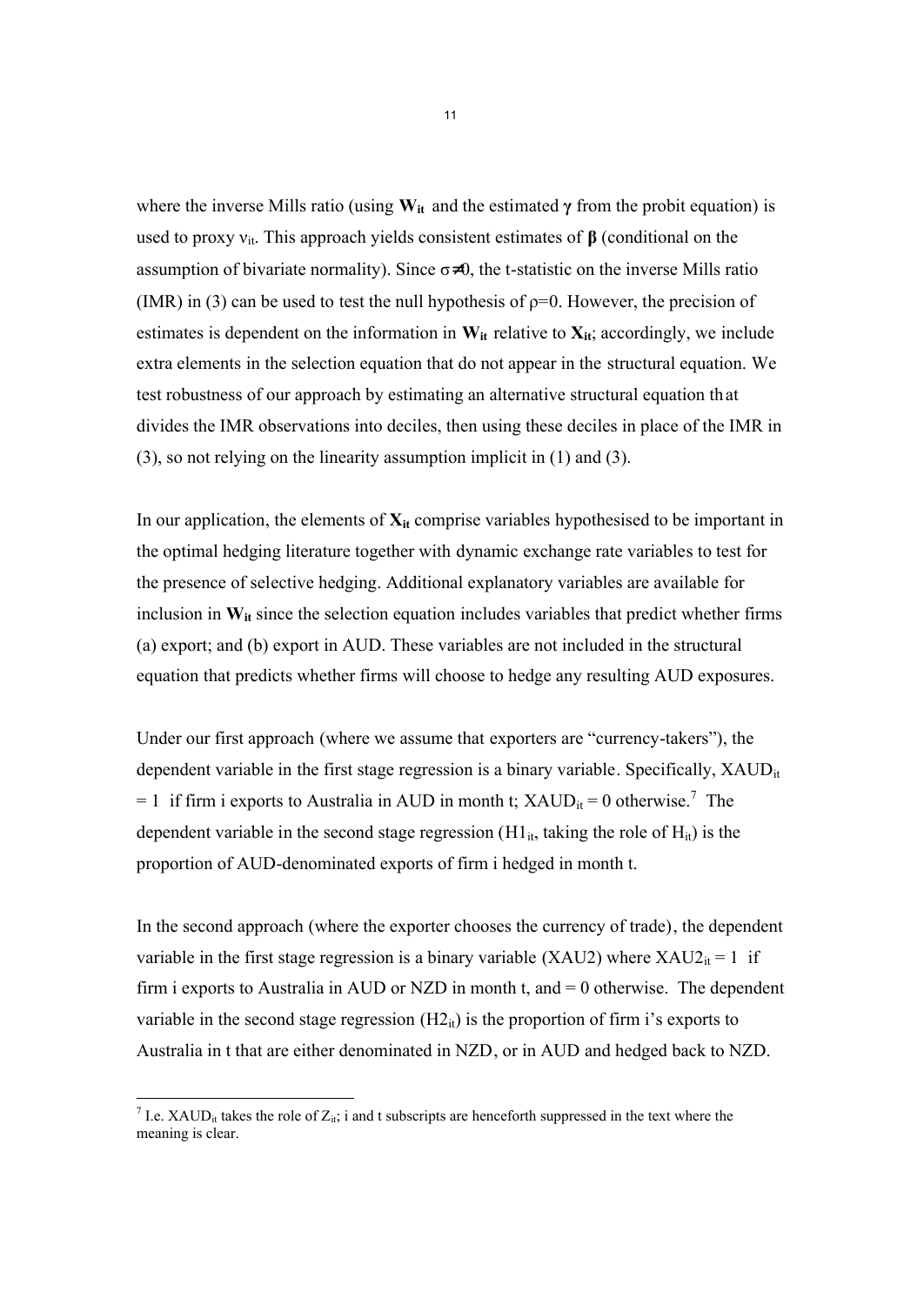where the inverse Mills ratio (using $\mathbf{W_{it}}$ and the estimated $\boldsymbol{\gamma}$ from the probit equation) is used to proxy $\nu_{it}$. This approach yields consistent estimates of $\boldsymbol{\beta}$ (conditional on the assumption of bivariate normality). Since $\sigma \neq 0$, the t-statistic on the inverse Mills ratio (IMR) in (3) can be used to test the null hypothesis of $\rho=0$. However, the precision of estimates is dependent on the information in $\mathbf{W_{it}}$ relative to $\mathbf{X_{it}}$; accordingly, we include extra elements in the selection equation that do not appear in the structural equation. We test robustness of our approach by estimating an alternative structural equation that divides the IMR observations into deciles, then using these deciles in place of the IMR in (3), so not relying on the linearity assumption implicit in (1) and (3).

In our application, the elements of $\mathbf{X_{it}}$ comprise variables hypothesised to be important in the optimal hedging literature together with dynamic exchange rate variables to test for the presence of selective hedging. Additional explanatory variables are available for inclusion in $\mathbf{W_{it}}$ since the selection equation includes variables that predict whether firms (a) export; and (b) export in AUD. These variables are not included in the structural equation that predicts whether firms will choose to hedge any resulting AUD exposures.

Under our first approach (where we assume that exporters are "currency-takers"), the dependent variable in the first stage regression is a binary variable. Specifically, $XAUD_{it} = 1$ if firm i exports to Australia in AUD in month t; $XAUD_{it} = 0$ otherwise.[7] The dependent variable in the second stage regression ($H1_{it}$, taking the role of $H_{it}$) is the proportion of AUD-denominated exports of firm i hedged in month t.

In the second approach (where the exporter chooses the currency of trade), the dependent variable in the first stage regression is a binary variable (XAU2) where $XAU2_{it} = 1$ if firm i exports to Australia in AUD or NZD in month t, and = 0 otherwise. The dependent variable in the second stage regression ($H2_{it}$) is the proportion of firm i's exports to Australia in t that are either denominated in NZD, or in AUD and hedged back to NZD.

[7] I.e. $XAUD_{it}$ takes the role of $Z_{it}$; i and t subscripts are henceforth suppressed in the text where the meaning is clear.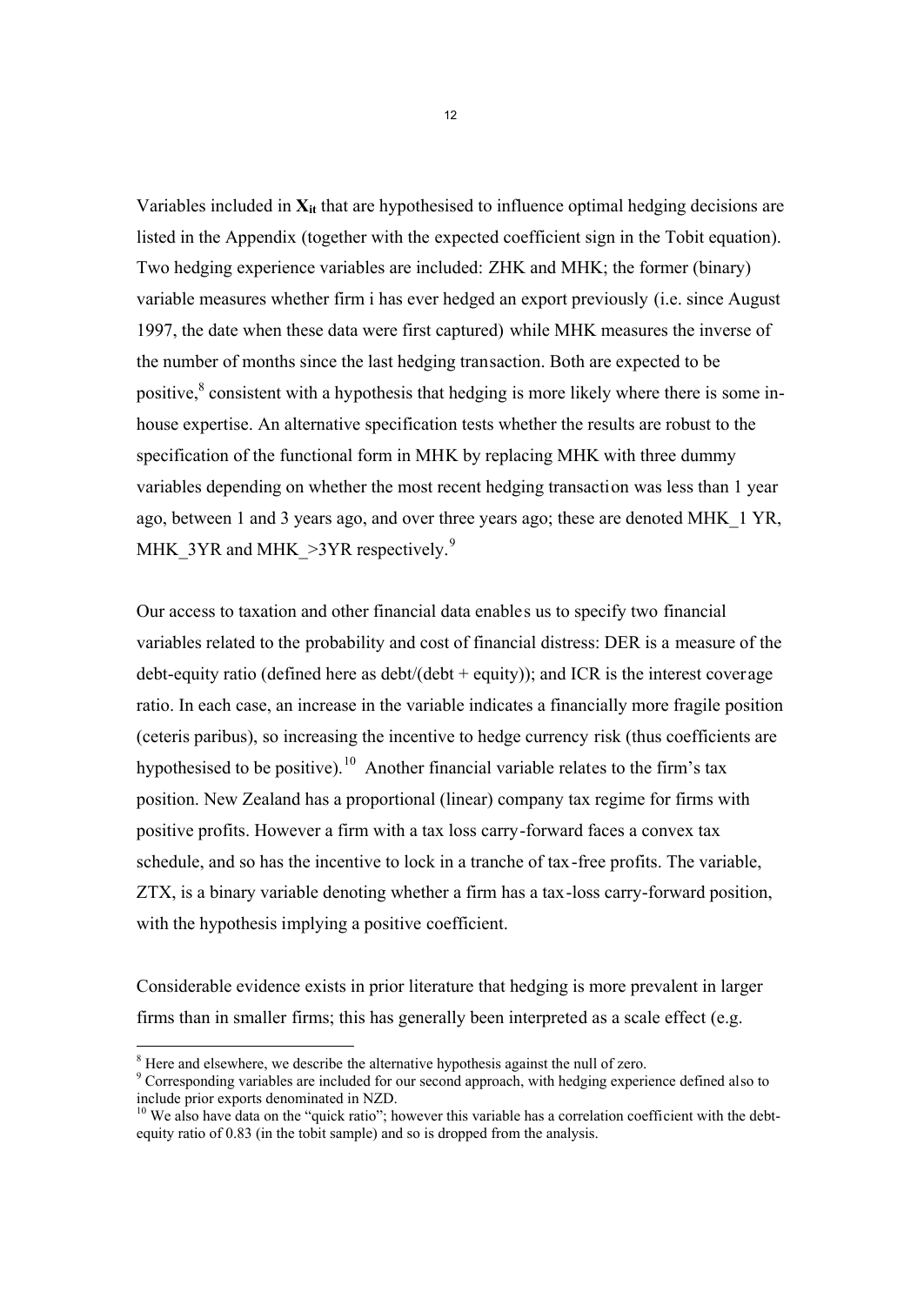Variables included in $\mathbf{X}_{it}$ that are hypothesised to influence optimal hedging decisions are listed in the Appendix (together with the expected coefficient sign in the Tobit equation). Two hedging experience variables are included: ZHK and MHK; the former (binary) variable measures whether firm i has ever hedged an export previously (i.e. since August 1997, the date when these data were first captured) while MHK measures the inverse of the number of months since the last hedging transaction. Both are expected to be positive,[8] consistent with a hypothesis that hedging is more likely where there is some in-house expertise. An alternative specification tests whether the results are robust to the specification of the functional form in MHK by replacing MHK with three dummy variables depending on whether the most recent hedging transaction was less than 1 year ago, between 1 and 3 years ago, and over three years ago; these are denoted MHK_1 YR, MHK_3YR and MHK_>3YR respectively.[9]

Our access to taxation and other financial data enables us to specify two financial variables related to the probability and cost of financial distress: DER is a measure of the debt-equity ratio (defined here as debt/(debt + equity)); and ICR is the interest coverage ratio. In each case, an increase in the variable indicates a financially more fragile position (ceteris paribus), so increasing the incentive to hedge currency risk (thus coefficients are hypothesised to be positive).[10] Another financial variable relates to the firm's tax position. New Zealand has a proportional (linear) company tax regime for firms with positive profits. However a firm with a tax loss carry-forward faces a convex tax schedule, and so has the incentive to lock in a tranche of tax-free profits. The variable, ZTX, is a binary variable denoting whether a firm has a tax-loss carry-forward position, with the hypothesis implying a positive coefficient.

Considerable evidence exists in prior literature that hedging is more prevalent in larger firms than in smaller firms; this has generally been interpreted as a scale effect (e.g.

---

[8] Here and elsewhere, we describe the alternative hypothesis against the null of zero.

[9] Corresponding variables are included for our second approach, with hedging experience defined also to include prior exports denominated in NZD.

[10] We also have data on the "quick ratio"; however this variable has a correlation coefficient with the debt-equity ratio of 0.83 (in the tobit sample) and so is dropped from the analysis.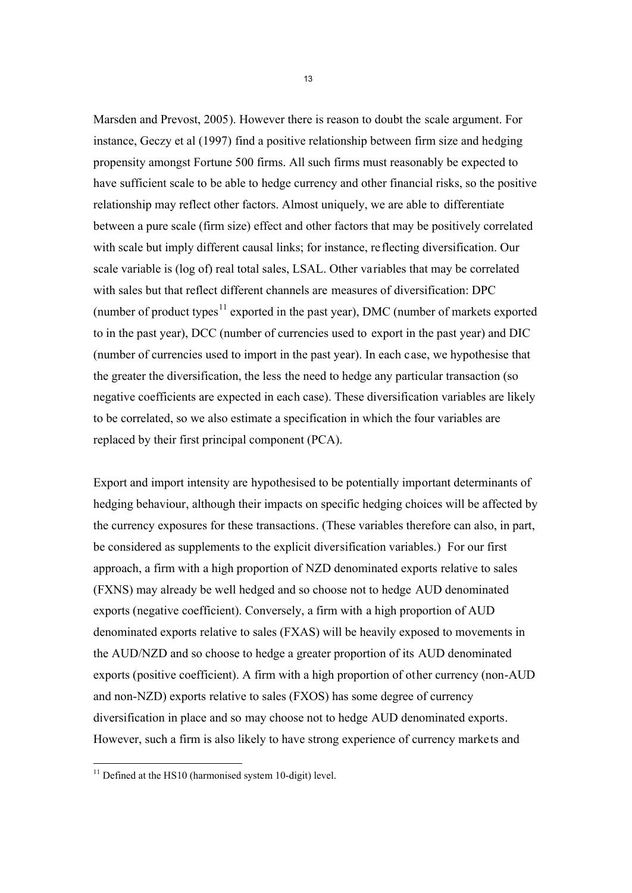Marsden and Prevost, 2005). However there is reason to doubt the scale argument. For instance, Geczy et al (1997) find a positive relationship between firm size and hedging propensity amongst Fortune 500 firms. All such firms must reasonably be expected to have sufficient scale to be able to hedge currency and other financial risks, so the positive relationship may reflect other factors. Almost uniquely, we are able to differentiate between a pure scale (firm size) effect and other factors that may be positively correlated with scale but imply different causal links; for instance, reflecting diversification. Our scale variable is (log of) real total sales, LSAL. Other variables that may be correlated with sales but that reflect different channels are measures of diversification: DPC (number of product types[11] exported in the past year), DMC (number of markets exported to in the past year), DCC (number of currencies used to export in the past year) and DIC (number of currencies used to import in the past year). In each case, we hypothesise that the greater the diversification, the less the need to hedge any particular transaction (so negative coefficients are expected in each case). These diversification variables are likely to be correlated, so we also estimate a specification in which the four variables are replaced by their first principal component (PCA).

Export and import intensity are hypothesised to be potentially important determinants of hedging behaviour, although their impacts on specific hedging choices will be affected by the currency exposures for these transactions. (These variables therefore can also, in part, be considered as supplements to the explicit diversification variables.) For our first approach, a firm with a high proportion of NZD denominated exports relative to sales (FXNS) may already be well hedged and so choose not to hedge AUD denominated exports (negative coefficient). Conversely, a firm with a high proportion of AUD denominated exports relative to sales (FXAS) will be heavily exposed to movements in the AUD/NZD and so choose to hedge a greater proportion of its AUD denominated exports (positive coefficient). A firm with a high proportion of other currency (non-AUD and non-NZD) exports relative to sales (FXOS) has some degree of currency diversification in place and so may choose not to hedge AUD denominated exports. However, such a firm is also likely to have strong experience of currency markets and

[11] Defined at the HS10 (harmonised system 10-digit) level.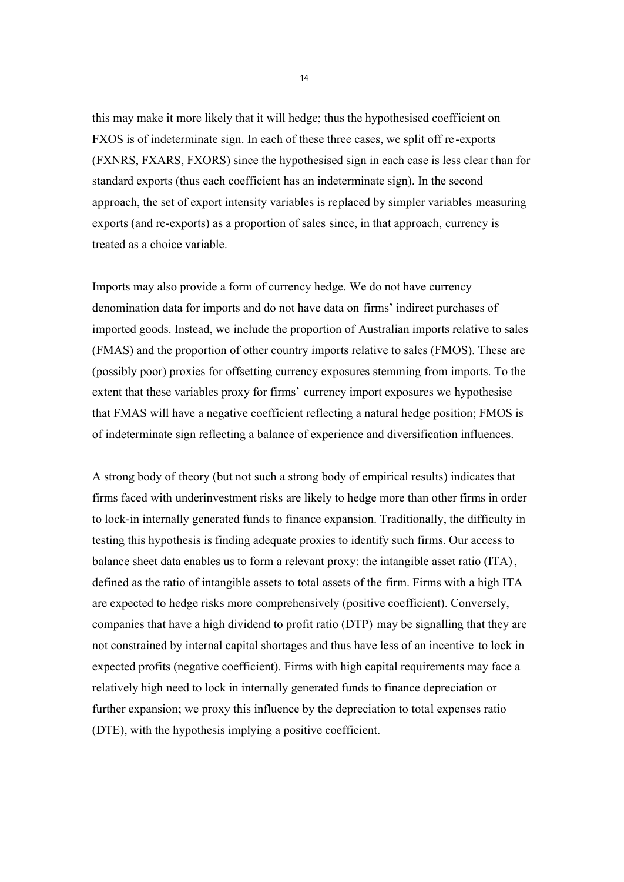this may make it more likely that it will hedge; thus the hypothesised coefficient on FXOS is of indeterminate sign. In each of these three cases, we split off re-exports (FXNRS, FXARS, FXORS) since the hypothesised sign in each case is less clear than for standard exports (thus each coefficient has an indeterminate sign). In the second approach, the set of export intensity variables is replaced by simpler variables measuring exports (and re-exports) as a proportion of sales since, in that approach, currency is treated as a choice variable.

Imports may also provide a form of currency hedge. We do not have currency denomination data for imports and do not have data on firms' indirect purchases of imported goods. Instead, we include the proportion of Australian imports relative to sales (FMAS) and the proportion of other country imports relative to sales (FMOS). These are (possibly poor) proxies for offsetting currency exposures stemming from imports. To the extent that these variables proxy for firms' currency import exposures we hypothesise that FMAS will have a negative coefficient reflecting a natural hedge position; FMOS is of indeterminate sign reflecting a balance of experience and diversification influences.

A strong body of theory (but not such a strong body of empirical results) indicates that firms faced with underinvestment risks are likely to hedge more than other firms in order to lock-in internally generated funds to finance expansion. Traditionally, the difficulty in testing this hypothesis is finding adequate proxies to identify such firms. Our access to balance sheet data enables us to form a relevant proxy: the intangible asset ratio (ITA), defined as the ratio of intangible assets to total assets of the firm. Firms with a high ITA are expected to hedge risks more comprehensively (positive coefficient). Conversely, companies that have a high dividend to profit ratio (DTP) may be signalling that they are not constrained by internal capital shortages and thus have less of an incentive to lock in expected profits (negative coefficient). Firms with high capital requirements may face a relatively high need to lock in internally generated funds to finance depreciation or further expansion; we proxy this influence by the depreciation to total expenses ratio (DTE), with the hypothesis implying a positive coefficient.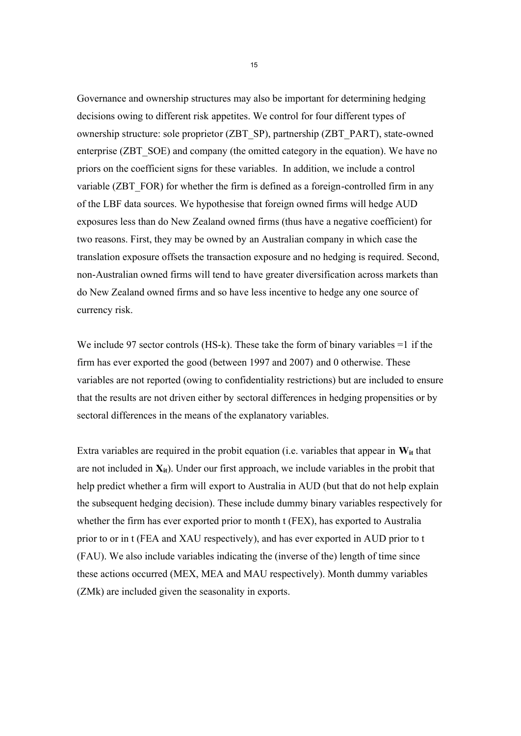Governance and ownership structures may also be important for determining hedging decisions owing to different risk appetites. We control for four different types of ownership structure: sole proprietor (ZBT_SP), partnership (ZBT_PART), state-owned enterprise (ZBT_SOE) and company (the omitted category in the equation). We have no priors on the coefficient signs for these variables. In addition, we include a control variable (ZBT_FOR) for whether the firm is defined as a foreign-controlled firm in any of the LBF data sources. We hypothesise that foreign owned firms will hedge AUD exposures less than do New Zealand owned firms (thus have a negative coefficient) for two reasons. First, they may be owned by an Australian company in which case the translation exposure offsets the transaction exposure and no hedging is required. Second, non-Australian owned firms will tend to have greater diversification across markets than do New Zealand owned firms and so have less incentive to hedge any one source of currency risk.

We include 97 sector controls (HS-k). These take the form of binary variables =1 if the firm has ever exported the good (between 1997 and 2007) and 0 otherwise. These variables are not reported (owing to confidentiality restrictions) but are included to ensure that the results are not driven either by sectoral differences in hedging propensities or by sectoral differences in the means of the explanatory variables.

Extra variables are required in the probit equation (i.e. variables that appear in $\mathbf{W}_{it}$ that are not included in $\mathbf{X}_{it}$). Under our first approach, we include variables in the probit that help predict whether a firm will export to Australia in AUD (but that do not help explain the subsequent hedging decision). These include dummy binary variables respectively for whether the firm has ever exported prior to month t (FEX), has exported to Australia prior to or in t (FEA and XAU respectively), and has ever exported in AUD prior to t (FAU). We also include variables indicating the (inverse of the) length of time since these actions occurred (MEX, MEA and MAU respectively). Month dummy variables (ZMk) are included given the seasonality in exports.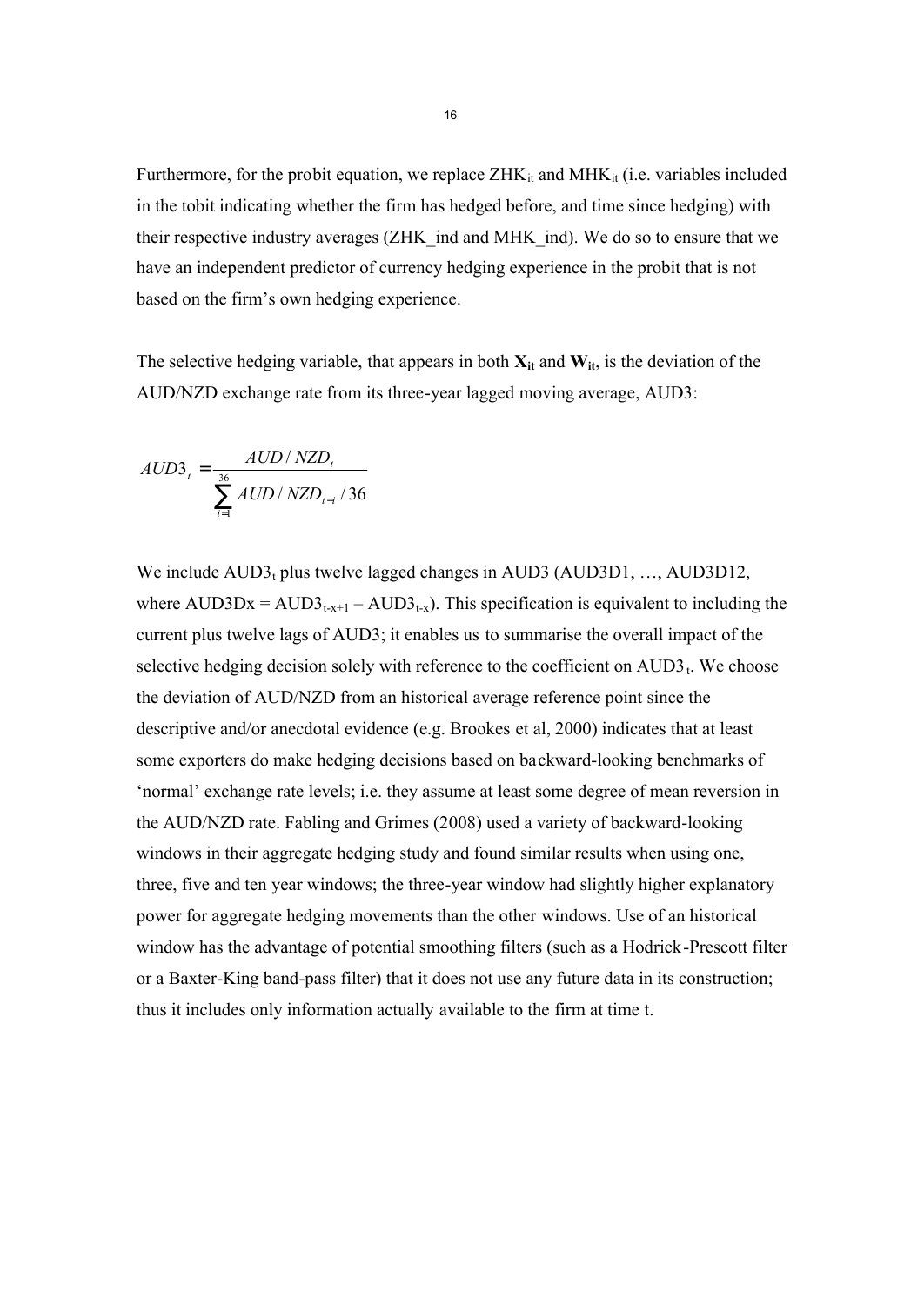Furthermore, for the probit equation, we replace $ZHK_{it}$ and $MHK_{it}$ (i.e. variables included in the tobit indicating whether the firm has hedged before, and time since hedging) with their respective industry averages (ZHK_ind and MHK_ind). We do so to ensure that we have an independent predictor of currency hedging experience in the probit that is not based on the firm's own hedging experience.

The selective hedging variable, that appears in both $\mathbf{X_{it}}$ and $\mathbf{W_{it}}$, is the deviation of the AUD/NZD exchange rate from its three-year lagged moving average, AUD3:

$$AUD3_t = \frac{AUD/NZD_t}{\sum_{i=1}^{36} AUD/NZD_{t-i}/36}$$

We include $AUD3_t$ plus twelve lagged changes in AUD3 (AUD3D1, …, AUD3D12, where $AUD3Dx = AUD3_{t-x+1} - AUD3_{t-x}$). This specification is equivalent to including the current plus twelve lags of AUD3; it enables us to summarise the overall impact of the selective hedging decision solely with reference to the coefficient on $AUD3_t$. We choose the deviation of AUD/NZD from an historical average reference point since the descriptive and/or anecdotal evidence (e.g. Brookes et al, 2000) indicates that at least some exporters do make hedging decisions based on backward-looking benchmarks of 'normal' exchange rate levels; i.e. they assume at least some degree of mean reversion in the AUD/NZD rate. Fabling and Grimes (2008) used a variety of backward-looking windows in their aggregate hedging study and found similar results when using one, three, five and ten year windows; the three-year window had slightly higher explanatory power for aggregate hedging movements than the other windows. Use of an historical window has the advantage of potential smoothing filters (such as a Hodrick-Prescott filter or a Baxter-King band-pass filter) that it does not use any future data in its construction; thus it includes only information actually available to the firm at time t.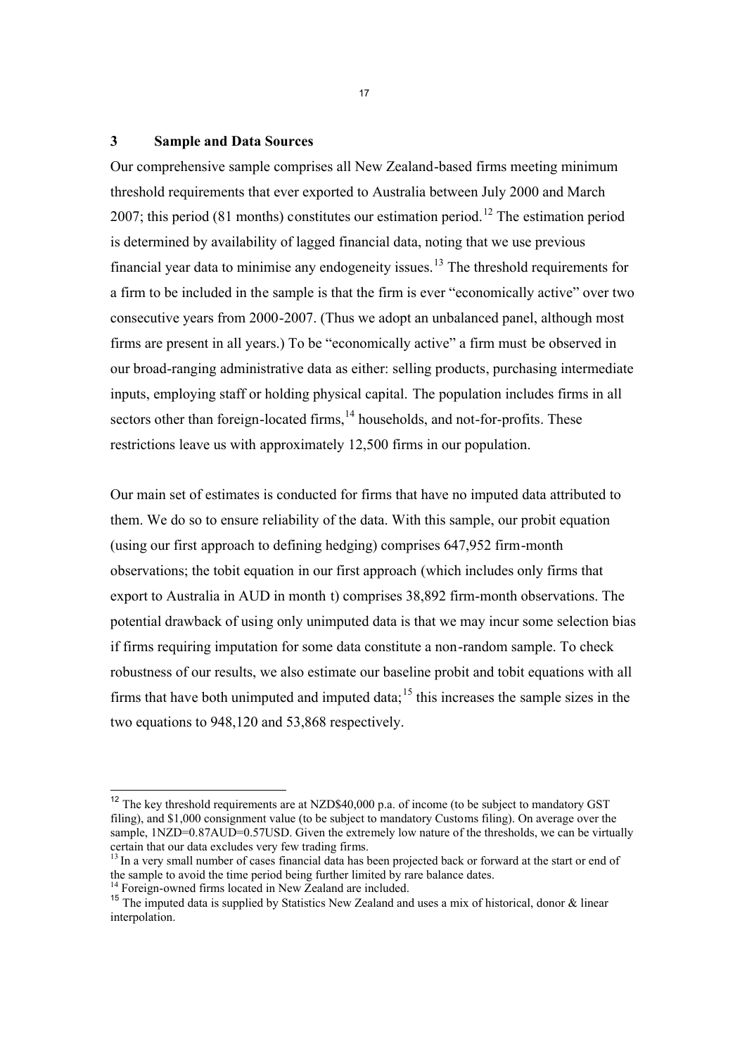## 3 Sample and Data Sources

Our comprehensive sample comprises all New Zealand-based firms meeting minimum threshold requirements that ever exported to Australia between July 2000 and March 2007; this period (81 months) constitutes our estimation period.[12] The estimation period is determined by availability of lagged financial data, noting that we use previous financial year data to minimise any endogeneity issues.[13] The threshold requirements for a firm to be included in the sample is that the firm is ever "economically active" over two consecutive years from 2000-2007. (Thus we adopt an unbalanced panel, although most firms are present in all years.) To be "economically active" a firm must be observed in our broad-ranging administrative data as either: selling products, purchasing intermediate inputs, employing staff or holding physical capital. The population includes firms in all sectors other than foreign-located firms,[14] households, and not-for-profits. These restrictions leave us with approximately 12,500 firms in our population.

Our main set of estimates is conducted for firms that have no imputed data attributed to them. We do so to ensure reliability of the data. With this sample, our probit equation (using our first approach to defining hedging) comprises 647,952 firm-month observations; the tobit equation in our first approach (which includes only firms that export to Australia in AUD in month t) comprises 38,892 firm-month observations. The potential drawback of using only unimputed data is that we may incur some selection bias if firms requiring imputation for some data constitute a non-random sample. To check robustness of our results, we also estimate our baseline probit and tobit equations with all firms that have both unimputed and imputed data;[15] this increases the sample sizes in the two equations to 948,120 and 53,868 respectively.

---

[12] The key threshold requirements are at NZD$40,000 p.a. of income (to be subject to mandatory GST filing), and $1,000 consignment value (to be subject to mandatory Customs filing). On average over the sample, 1NZD=0.87AUD=0.57USD. Given the extremely low nature of the thresholds, we can be virtually certain that our data excludes very few trading firms.

[13] In a very small number of cases financial data has been projected back or forward at the start or end of the sample to avoid the time period being further limited by rare balance dates.

[14] Foreign-owned firms located in New Zealand are included.

[15] The imputed data is supplied by Statistics New Zealand and uses a mix of historical, donor & linear interpolation.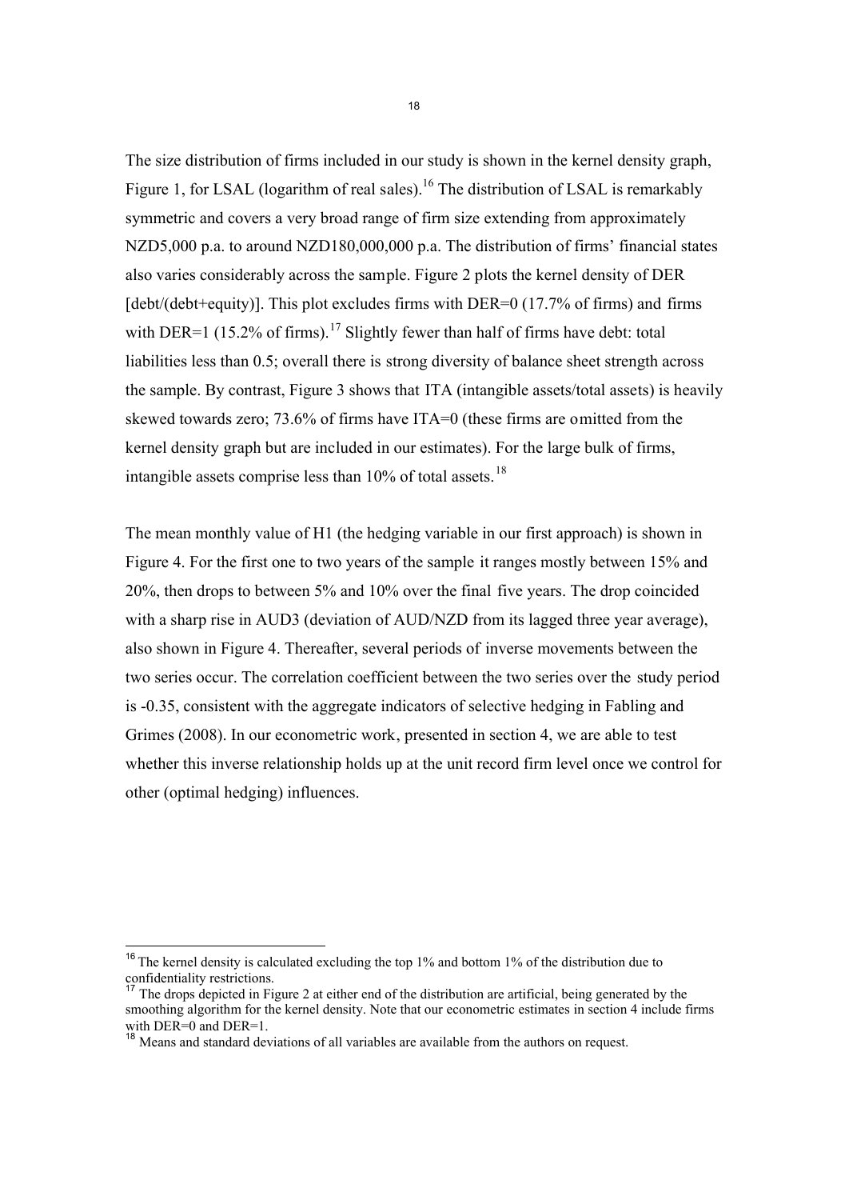The size distribution of firms included in our study is shown in the kernel density graph, Figure 1, for LSAL (logarithm of real sales).[16] The distribution of LSAL is remarkably symmetric and covers a very broad range of firm size extending from approximately NZD5,000 p.a. to around NZD180,000,000 p.a. The distribution of firms' financial states also varies considerably across the sample. Figure 2 plots the kernel density of DER [debt/(debt+equity)]. This plot excludes firms with DER=0 (17.7% of firms) and firms with DER=1 (15.2% of firms).[17] Slightly fewer than half of firms have debt: total liabilities less than 0.5; overall there is strong diversity of balance sheet strength across the sample. By contrast, Figure 3 shows that ITA (intangible assets/total assets) is heavily skewed towards zero; 73.6% of firms have ITA=0 (these firms are omitted from the kernel density graph but are included in our estimates). For the large bulk of firms, intangible assets comprise less than 10% of total assets.[18]

The mean monthly value of H1 (the hedging variable in our first approach) is shown in Figure 4. For the first one to two years of the sample it ranges mostly between 15% and 20%, then drops to between 5% and 10% over the final five years. The drop coincided with a sharp rise in AUD3 (deviation of AUD/NZD from its lagged three year average), also shown in Figure 4. Thereafter, several periods of inverse movements between the two series occur. The correlation coefficient between the two series over the study period is -0.35, consistent with the aggregate indicators of selective hedging in Fabling and Grimes (2008). In our econometric work, presented in section 4, we are able to test whether this inverse relationship holds up at the unit record firm level once we control for other (optimal hedging) influences.

---

[16] The kernel density is calculated excluding the top 1% and bottom 1% of the distribution due to confidentiality restrictions.

[17] The drops depicted in Figure 2 at either end of the distribution are artificial, being generated by the smoothing algorithm for the kernel density. Note that our econometric estimates in section 4 include firms with DER=0 and DER=1.

[18] Means and standard deviations of all variables are available from the authors on request.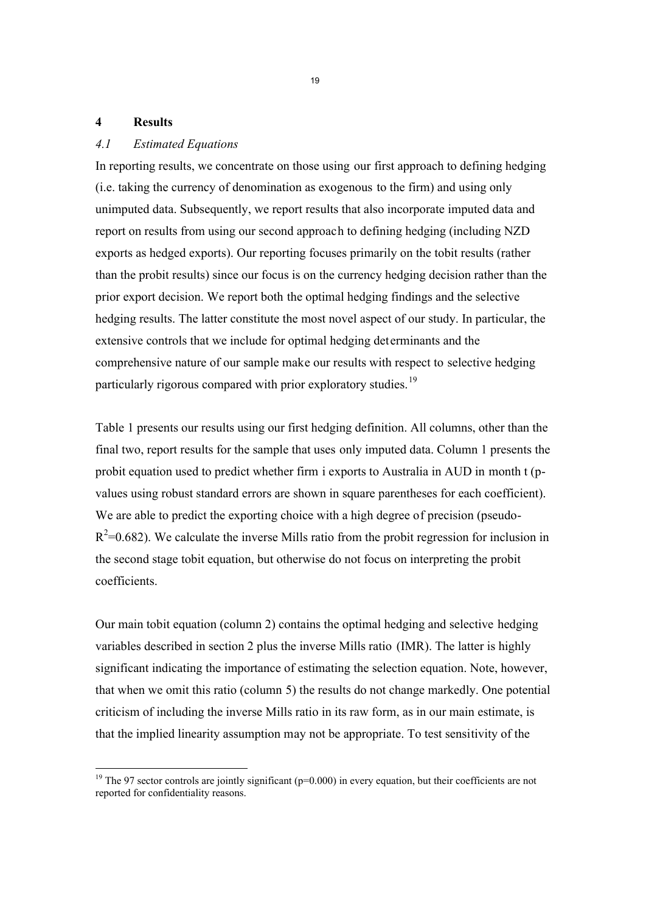## 4 Results

### *4.1 Estimated Equations*

In reporting results, we concentrate on those using our first approach to defining hedging (i.e. taking the currency of denomination as exogenous to the firm) and using only unimputed data. Subsequently, we report results that also incorporate imputed data and report on results from using our second approach to defining hedging (including NZD exports as hedged exports). Our reporting focuses primarily on the tobit results (rather than the probit results) since our focus is on the currency hedging decision rather than the prior export decision. We report both the optimal hedging findings and the selective hedging results. The latter constitute the most novel aspect of our study. In particular, the extensive controls that we include for optimal hedging determinants and the comprehensive nature of our sample make our results with respect to selective hedging particularly rigorous compared with prior exploratory studies.[19]

Table 1 presents our results using our first hedging definition. All columns, other than the final two, report results for the sample that uses only imputed data. Column 1 presents the probit equation used to predict whether firm i exports to Australia in AUD in month t (p-values using robust standard errors are shown in square parentheses for each coefficient). We are able to predict the exporting choice with a high degree of precision (pseudo-$R^2$=0.682). We calculate the inverse Mills ratio from the probit regression for inclusion in the second stage tobit equation, but otherwise do not focus on interpreting the probit coefficients.

Our main tobit equation (column 2) contains the optimal hedging and selective hedging variables described in section 2 plus the inverse Mills ratio (IMR). The latter is highly significant indicating the importance of estimating the selection equation. Note, however, that when we omit this ratio (column 5) the results do not change markedly. One potential criticism of including the inverse Mills ratio in its raw form, as in our main estimate, is that the implied linearity assumption may not be appropriate. To test sensitivity of the

[19] The 97 sector controls are jointly significant (p=0.000) in every equation, but their coefficients are not reported for confidentiality reasons.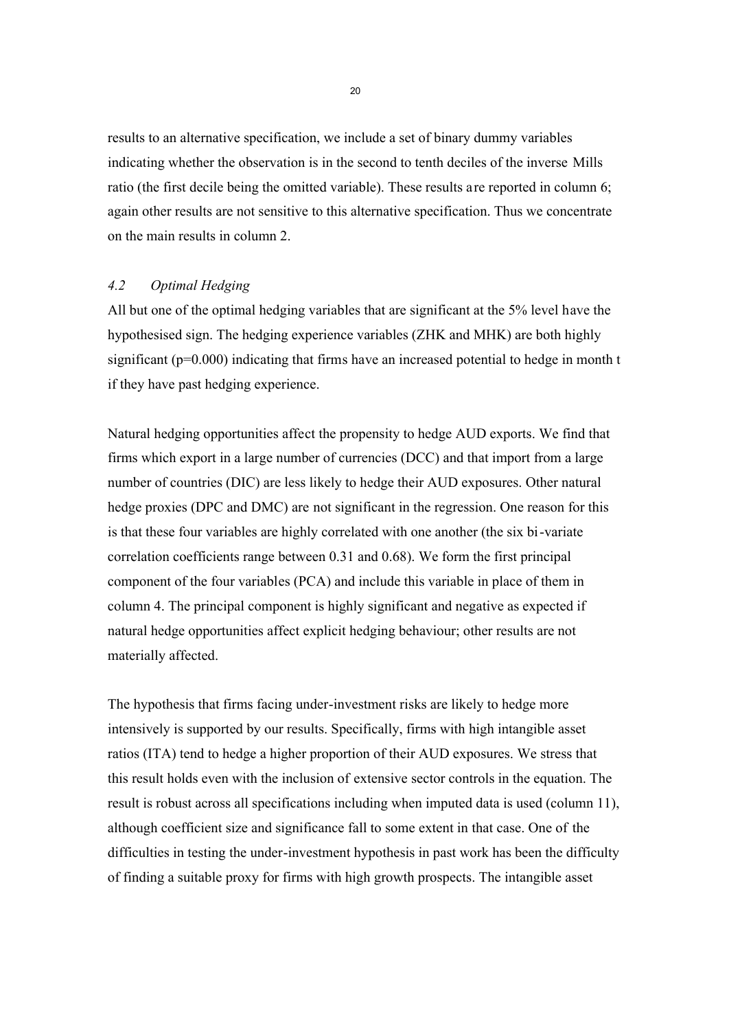results to an alternative specification, we include a set of binary dummy variables indicating whether the observation is in the second to tenth deciles of the inverse Mills ratio (the first decile being the omitted variable). These results are reported in column 6; again other results are not sensitive to this alternative specification. Thus we concentrate on the main results in column 2.

### *4.2 Optimal Hedging*

All but one of the optimal hedging variables that are significant at the 5% level have the hypothesised sign. The hedging experience variables (ZHK and MHK) are both highly significant ($p=0.000$) indicating that firms have an increased potential to hedge in month t if they have past hedging experience.

Natural hedging opportunities affect the propensity to hedge AUD exports. We find that firms which export in a large number of currencies (DCC) and that import from a large number of countries (DIC) are less likely to hedge their AUD exposures. Other natural hedge proxies (DPC and DMC) are not significant in the regression. One reason for this is that these four variables are highly correlated with one another (the six bi-variate correlation coefficients range between 0.31 and 0.68). We form the first principal component of the four variables (PCA) and include this variable in place of them in column 4. The principal component is highly significant and negative as expected if natural hedge opportunities affect explicit hedging behaviour; other results are not materially affected.

The hypothesis that firms facing under-investment risks are likely to hedge more intensively is supported by our results. Specifically, firms with high intangible asset ratios (ITA) tend to hedge a higher proportion of their AUD exposures. We stress that this result holds even with the inclusion of extensive sector controls in the equation. The result is robust across all specifications including when imputed data is used (column 11), although coefficient size and significance fall to some extent in that case. One of the difficulties in testing the under-investment hypothesis in past work has been the difficulty of finding a suitable proxy for firms with high growth prospects. The intangible asset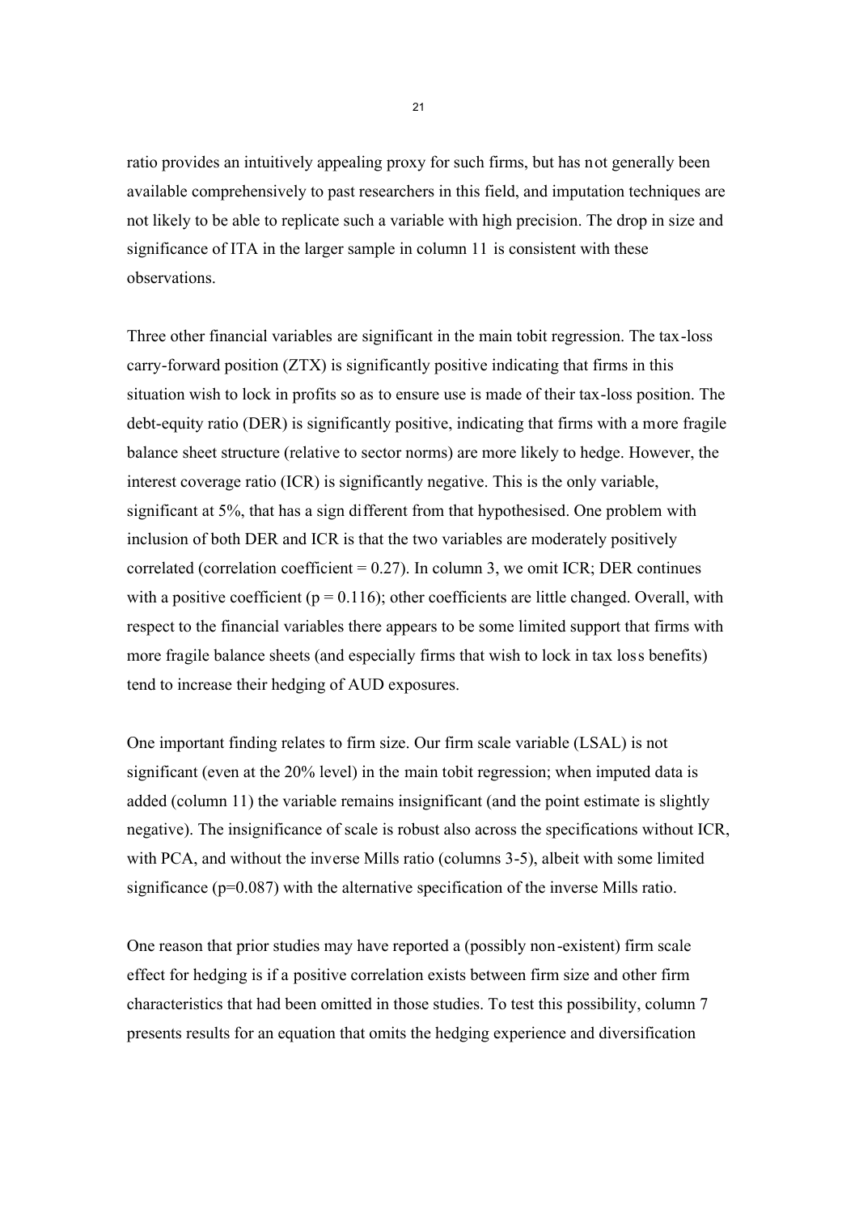ratio provides an intuitively appealing proxy for such firms, but has not generally been available comprehensively to past researchers in this field, and imputation techniques are not likely to be able to replicate such a variable with high precision. The drop in size and significance of ITA in the larger sample in column 11 is consistent with these observations.

Three other financial variables are significant in the main tobit regression. The tax-loss carry-forward position (ZTX) is significantly positive indicating that firms in this situation wish to lock in profits so as to ensure use is made of their tax-loss position. The debt-equity ratio (DER) is significantly positive, indicating that firms with a more fragile balance sheet structure (relative to sector norms) are more likely to hedge. However, the interest coverage ratio (ICR) is significantly negative. This is the only variable, significant at 5%, that has a sign different from that hypothesised. One problem with inclusion of both DER and ICR is that the two variables are moderately positively correlated (correlation coefficient = 0.27). In column 3, we omit ICR; DER continues with a positive coefficient ($p = 0.116$); other coefficients are little changed. Overall, with respect to the financial variables there appears to be some limited support that firms with more fragile balance sheets (and especially firms that wish to lock in tax loss benefits) tend to increase their hedging of AUD exposures.

One important finding relates to firm size. Our firm scale variable (LSAL) is not significant (even at the 20% level) in the main tobit regression; when imputed data is added (column 11) the variable remains insignificant (and the point estimate is slightly negative). The insignificance of scale is robust also across the specifications without ICR, with PCA, and without the inverse Mills ratio (columns 3-5), albeit with some limited significance ($p=0.087$) with the alternative specification of the inverse Mills ratio.

One reason that prior studies may have reported a (possibly non-existent) firm scale effect for hedging is if a positive correlation exists between firm size and other firm characteristics that had been omitted in those studies. To test this possibility, column 7 presents results for an equation that omits the hedging experience and diversification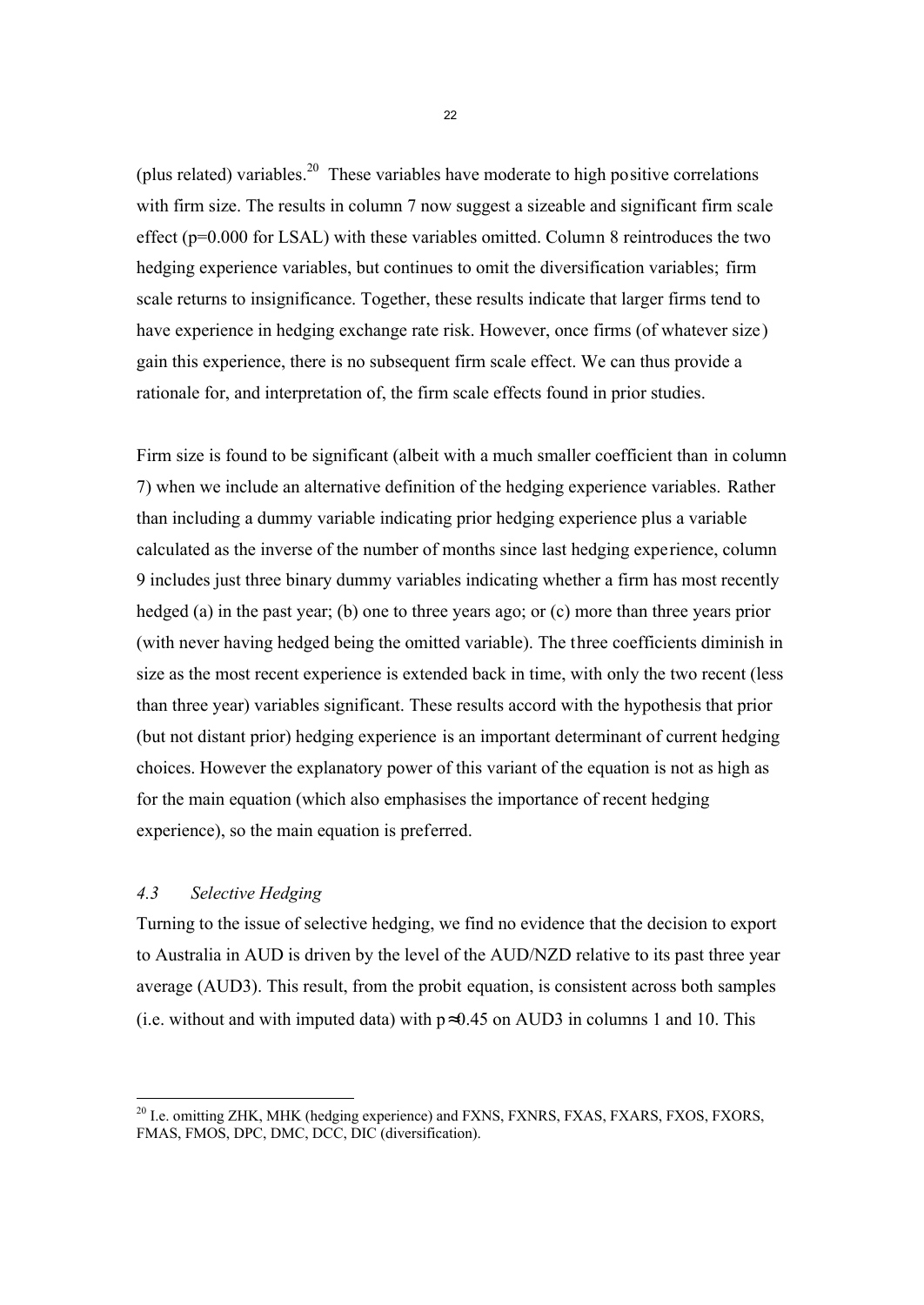(plus related) variables.[20] These variables have moderate to high positive correlations with firm size. The results in column 7 now suggest a sizeable and significant firm scale effect ($p=0.000$ for LSAL) with these variables omitted. Column 8 reintroduces the two hedging experience variables, but continues to omit the diversification variables; firm scale returns to insignificance. Together, these results indicate that larger firms tend to have experience in hedging exchange rate risk. However, once firms (of whatever size) gain this experience, there is no subsequent firm scale effect. We can thus provide a rationale for, and interpretation of, the firm scale effects found in prior studies.

Firm size is found to be significant (albeit with a much smaller coefficient than in column 7) when we include an alternative definition of the hedging experience variables. Rather than including a dummy variable indicating prior hedging experience plus a variable calculated as the inverse of the number of months since last hedging experience, column 9 includes just three binary dummy variables indicating whether a firm has most recently hedged (a) in the past year; (b) one to three years ago; or (c) more than three years prior (with never having hedged being the omitted variable). The three coefficients diminish in size as the most recent experience is extended back in time, with only the two recent (less than three year) variables significant. These results accord with the hypothesis that prior (but not distant prior) hedging experience is an important determinant of current hedging choices. However the explanatory power of this variant of the equation is not as high as for the main equation (which also emphasises the importance of recent hedging experience), so the main equation is preferred.

### *4.3 Selective Hedging*

Turning to the issue of selective hedging, we find no evidence that the decision to export to Australia in AUD is driven by the level of the AUD/NZD relative to its past three year average (AUD3). This result, from the probit equation, is consistent across both samples (i.e. without and with imputed data) with $p\approx 0.45$ on AUD3 in columns 1 and 10. This

---

[20] I.e. omitting ZHK, MHK (hedging experience) and FXNS, FXNRS, FXAS, FXARS, FXOS, FXORS, FMAS, FMOS, DPC, DMC, DCC, DIC (diversification).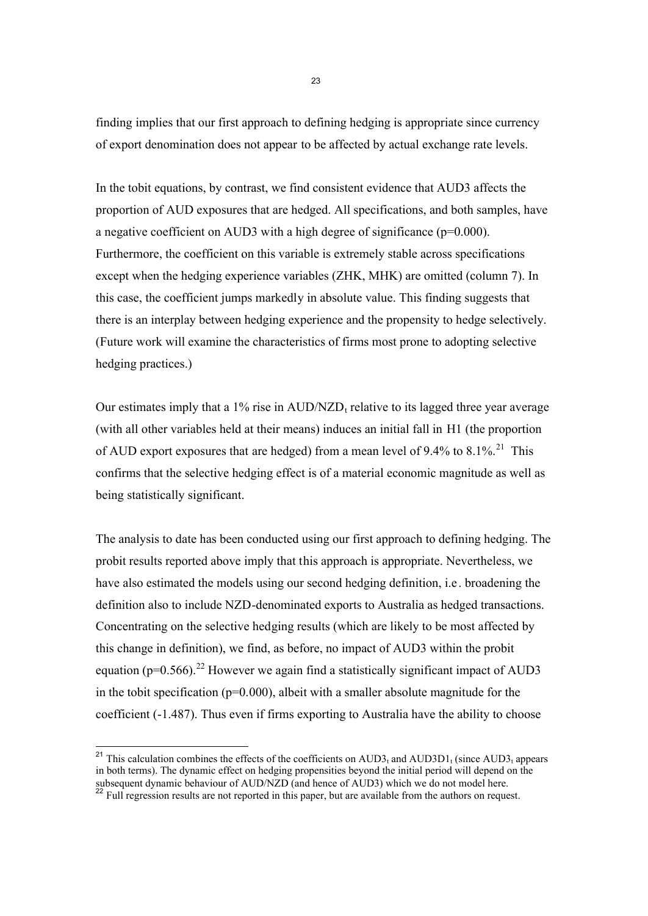finding implies that our first approach to defining hedging is appropriate since currency of export denomination does not appear to be affected by actual exchange rate levels.

In the tobit equations, by contrast, we find consistent evidence that AUD3 affects the proportion of AUD exposures that are hedged. All specifications, and both samples, have a negative coefficient on AUD3 with a high degree of significance ($p=0.000$). Furthermore, the coefficient on this variable is extremely stable across specifications except when the hedging experience variables (ZHK, MHK) are omitted (column 7). In this case, the coefficient jumps markedly in absolute value. This finding suggests that there is an interplay between hedging experience and the propensity to hedge selectively. (Future work will examine the characteristics of firms most prone to adopting selective hedging practices.)

Our estimates imply that a 1% rise in $AUD/NZD_t$ relative to its lagged three year average (with all other variables held at their means) induces an initial fall in H1 (the proportion of AUD export exposures that are hedged) from a mean level of 9.4% to 8.1%.[21] This confirms that the selective hedging effect is of a material economic magnitude as well as being statistically significant.

The analysis to date has been conducted using our first approach to defining hedging. The probit results reported above imply that this approach is appropriate. Nevertheless, we have also estimated the models using our second hedging definition, i.e. broadening the definition also to include NZD-denominated exports to Australia as hedged transactions. Concentrating on the selective hedging results (which are likely to be most affected by this change in definition), we find, as before, no impact of AUD3 within the probit equation ($p=0.566$).[22] However we again find a statistically significant impact of AUD3 in the tobit specification ($p=0.000$), albeit with a smaller absolute magnitude for the coefficient (-1.487). Thus even if firms exporting to Australia have the ability to choose

---

[21] This calculation combines the effects of the coefficients on $AUD3_t$ and $AUD3D1_t$ (since $AUD3_t$ appears in both terms). The dynamic effect on hedging propensities beyond the initial period will depend on the subsequent dynamic behaviour of AUD/NZD (and hence of AUD3) which we do not model here.

[22] Full regression results are not reported in this paper, but are available from the authors on request.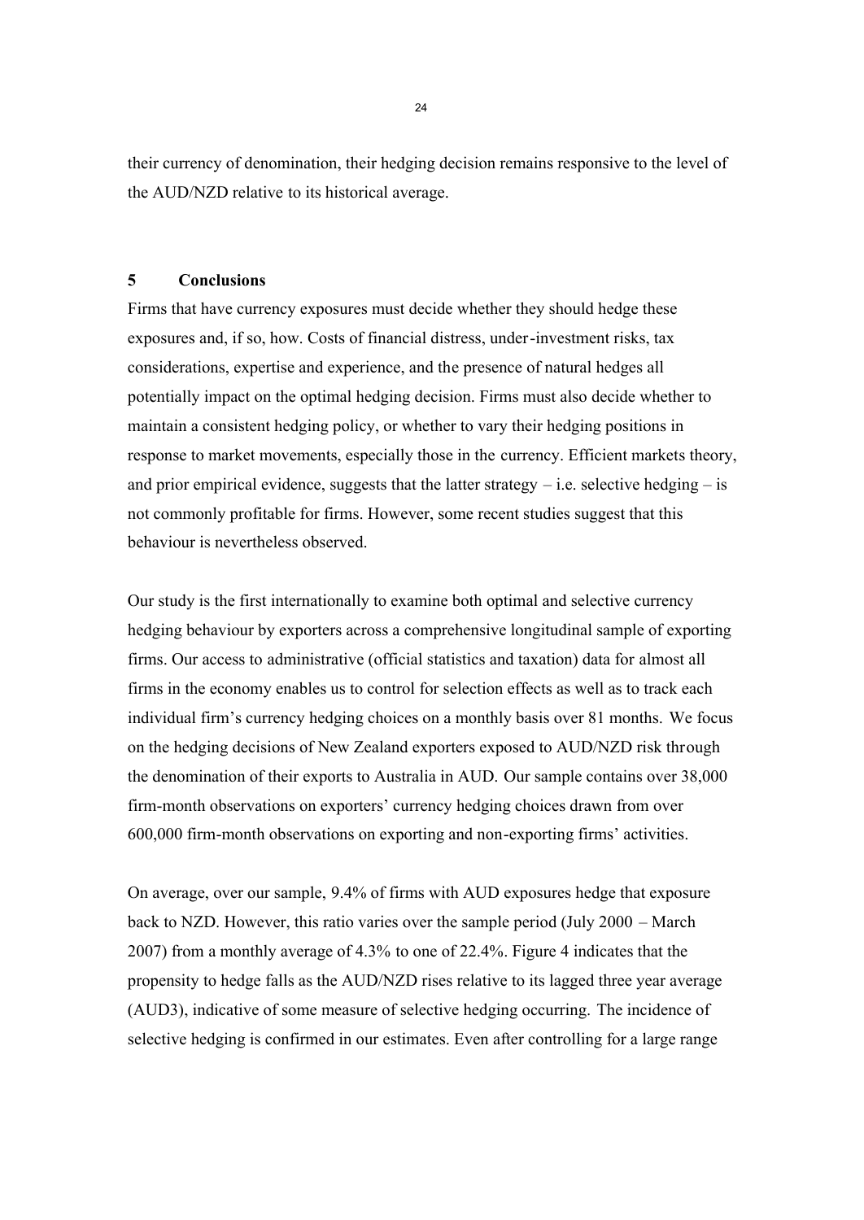their currency of denomination, their hedging decision remains responsive to the level of the AUD/NZD relative to its historical average.

## 5 Conclusions

Firms that have currency exposures must decide whether they should hedge these exposures and, if so, how. Costs of financial distress, under-investment risks, tax considerations, expertise and experience, and the presence of natural hedges all potentially impact on the optimal hedging decision. Firms must also decide whether to maintain a consistent hedging policy, or whether to vary their hedging positions in response to market movements, especially those in the currency. Efficient markets theory, and prior empirical evidence, suggests that the latter strategy – i.e. selective hedging – is not commonly profitable for firms. However, some recent studies suggest that this behaviour is nevertheless observed.

Our study is the first internationally to examine both optimal and selective currency hedging behaviour by exporters across a comprehensive longitudinal sample of exporting firms. Our access to administrative (official statistics and taxation) data for almost all firms in the economy enables us to control for selection effects as well as to track each individual firm's currency hedging choices on a monthly basis over 81 months. We focus on the hedging decisions of New Zealand exporters exposed to AUD/NZD risk through the denomination of their exports to Australia in AUD. Our sample contains over 38,000 firm-month observations on exporters' currency hedging choices drawn from over 600,000 firm-month observations on exporting and non-exporting firms' activities.

On average, over our sample, 9.4% of firms with AUD exposures hedge that exposure back to NZD. However, this ratio varies over the sample period (July 2000 – March 2007) from a monthly average of 4.3% to one of 22.4%. Figure 4 indicates that the propensity to hedge falls as the AUD/NZD rises relative to its lagged three year average (AUD3), indicative of some measure of selective hedging occurring. The incidence of selective hedging is confirmed in our estimates. Even after controlling for a large range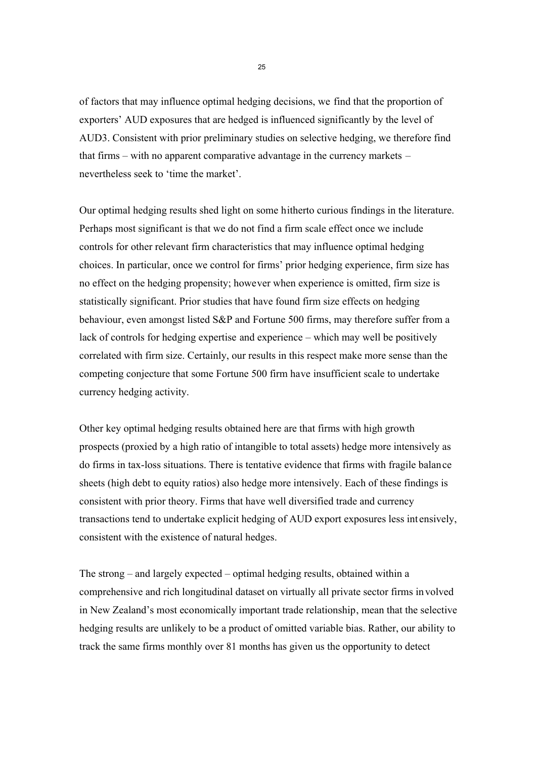of factors that may influence optimal hedging decisions, we find that the proportion of exporters' AUD exposures that are hedged is influenced significantly by the level of AUD3. Consistent with prior preliminary studies on selective hedging, we therefore find that firms – with no apparent comparative advantage in the currency markets – nevertheless seek to 'time the market'.

Our optimal hedging results shed light on some hitherto curious findings in the literature. Perhaps most significant is that we do not find a firm scale effect once we include controls for other relevant firm characteristics that may influence optimal hedging choices. In particular, once we control for firms' prior hedging experience, firm size has no effect on the hedging propensity; however when experience is omitted, firm size is statistically significant. Prior studies that have found firm size effects on hedging behaviour, even amongst listed S&P and Fortune 500 firms, may therefore suffer from a lack of controls for hedging expertise and experience – which may well be positively correlated with firm size. Certainly, our results in this respect make more sense than the competing conjecture that some Fortune 500 firm have insufficient scale to undertake currency hedging activity.

Other key optimal hedging results obtained here are that firms with high growth prospects (proxied by a high ratio of intangible to total assets) hedge more intensively as do firms in tax-loss situations. There is tentative evidence that firms with fragile balance sheets (high debt to equity ratios) also hedge more intensively. Each of these findings is consistent with prior theory. Firms that have well diversified trade and currency transactions tend to undertake explicit hedging of AUD export exposures less intensively, consistent with the existence of natural hedges.

The strong – and largely expected – optimal hedging results, obtained within a comprehensive and rich longitudinal dataset on virtually all private sector firms involved in New Zealand's most economically important trade relationship, mean that the selective hedging results are unlikely to be a product of omitted variable bias. Rather, our ability to track the same firms monthly over 81 months has given us the opportunity to detect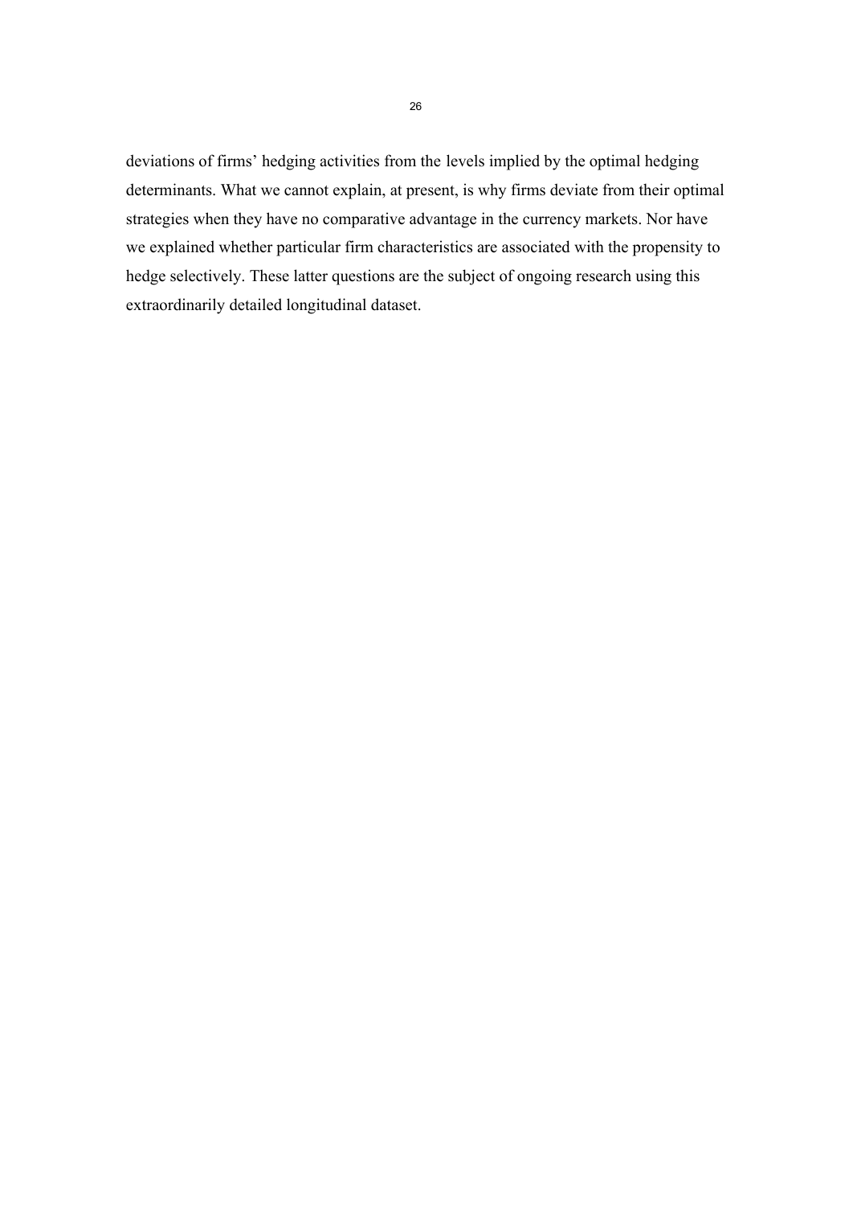deviations of firms' hedging activities from the levels implied by the optimal hedging determinants. What we cannot explain, at present, is why firms deviate from their optimal strategies when they have no comparative advantage in the currency markets. Nor have we explained whether particular firm characteristics are associated with the propensity to hedge selectively. These latter questions are the subject of ongoing research using this extraordinarily detailed longitudinal dataset.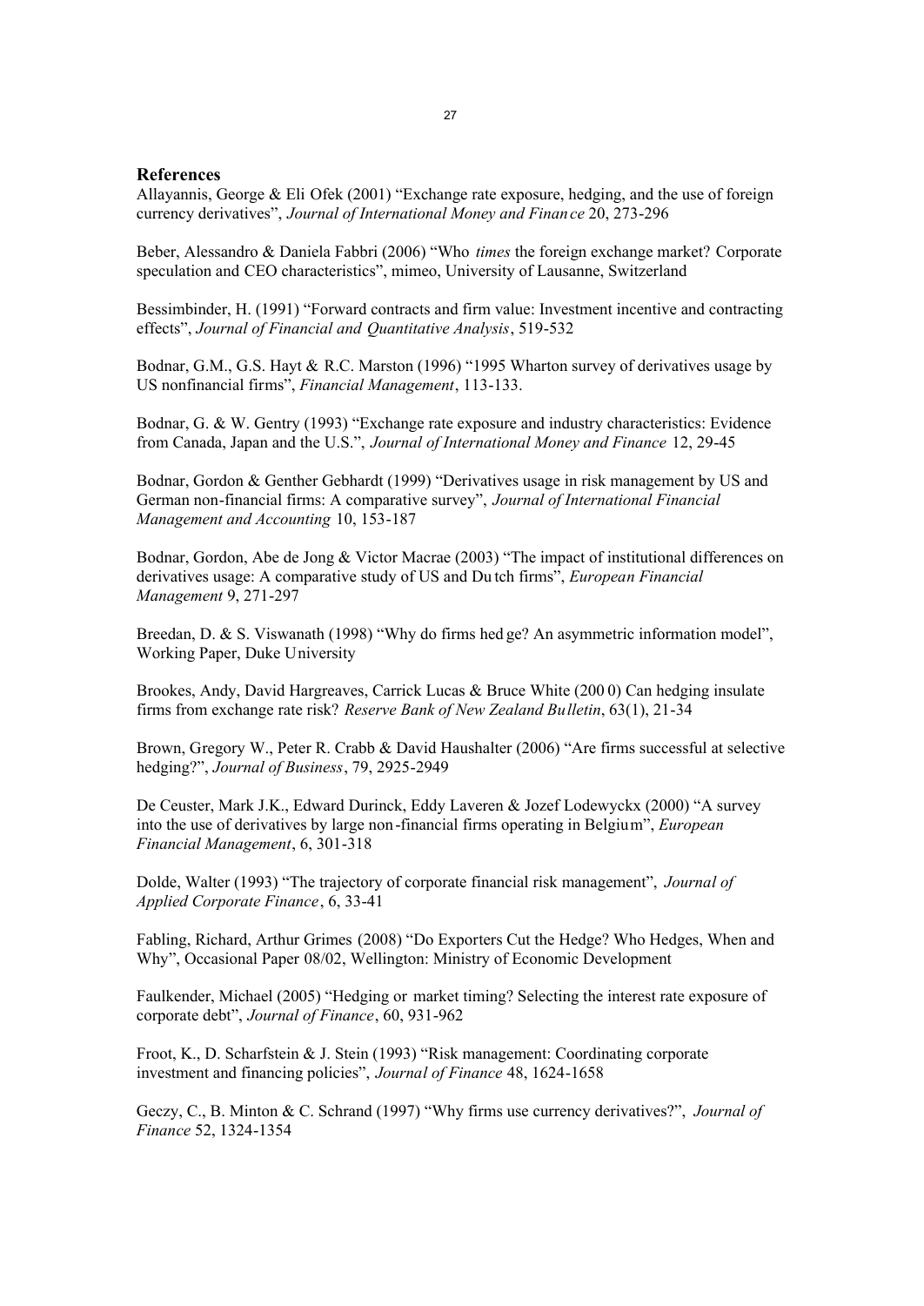## References

Allayannis, George & Eli Ofek (2001) "Exchange rate exposure, hedging, and the use of foreign currency derivatives", *Journal of International Money and Finance* 20, 273-296

Beber, Alessandro & Daniela Fabbri (2006) "Who *times* the foreign exchange market? Corporate speculation and CEO characteristics", mimeo, University of Lausanne, Switzerland

Bessimbinder, H. (1991) "Forward contracts and firm value: Investment incentive and contracting effects", *Journal of Financial and Quantitative Analysis*, 519-532

Bodnar, G.M., G.S. Hayt & R.C. Marston (1996) "1995 Wharton survey of derivatives usage by US nonfinancial firms", *Financial Management*, 113-133.

Bodnar, G. & W. Gentry (1993) "Exchange rate exposure and industry characteristics: Evidence from Canada, Japan and the U.S.", *Journal of International Money and Finance* 12, 29-45

Bodnar, Gordon & Genther Gebhardt (1999) "Derivatives usage in risk management by US and German non-financial firms: A comparative survey", *Journal of International Financial Management and Accounting* 10, 153-187

Bodnar, Gordon, Abe de Jong & Victor Macrae (2003) "The impact of institutional differences on derivatives usage: A comparative study of US and Dutch firms", *European Financial Management* 9, 271-297

Breedan, D. & S. Viswanath (1998) "Why do firms hedge? An asymmetric information model", Working Paper, Duke University

Brookes, Andy, David Hargreaves, Carrick Lucas & Bruce White (2000) Can hedging insulate firms from exchange rate risk? *Reserve Bank of New Zealand Bulletin*, 63(1), 21-34

Brown, Gregory W., Peter R. Crabb & David Haushalter (2006) "Are firms successful at selective hedging?", *Journal of Business*, 79, 2925-2949

De Ceuster, Mark J.K., Edward Durinck, Eddy Laveren & Jozef Lodewyckx (2000) "A survey into the use of derivatives by large non-financial firms operating in Belgium", *European Financial Management*, 6, 301-318

Dolde, Walter (1993) "The trajectory of corporate financial risk management", *Journal of Applied Corporate Finance*, 6, 33-41

Fabling, Richard, Arthur Grimes (2008) "Do Exporters Cut the Hedge? Who Hedges, When and Why", Occasional Paper 08/02, Wellington: Ministry of Economic Development

Faulkender, Michael (2005) "Hedging or market timing? Selecting the interest rate exposure of corporate debt", *Journal of Finance*, 60, 931-962

Froot, K., D. Scharfstein & J. Stein (1993) "Risk management: Coordinating corporate investment and financing policies", *Journal of Finance* 48, 1624-1658

Geczy, C., B. Minton & C. Schrand (1997) "Why firms use currency derivatives?", *Journal of Finance* 52, 1324-1354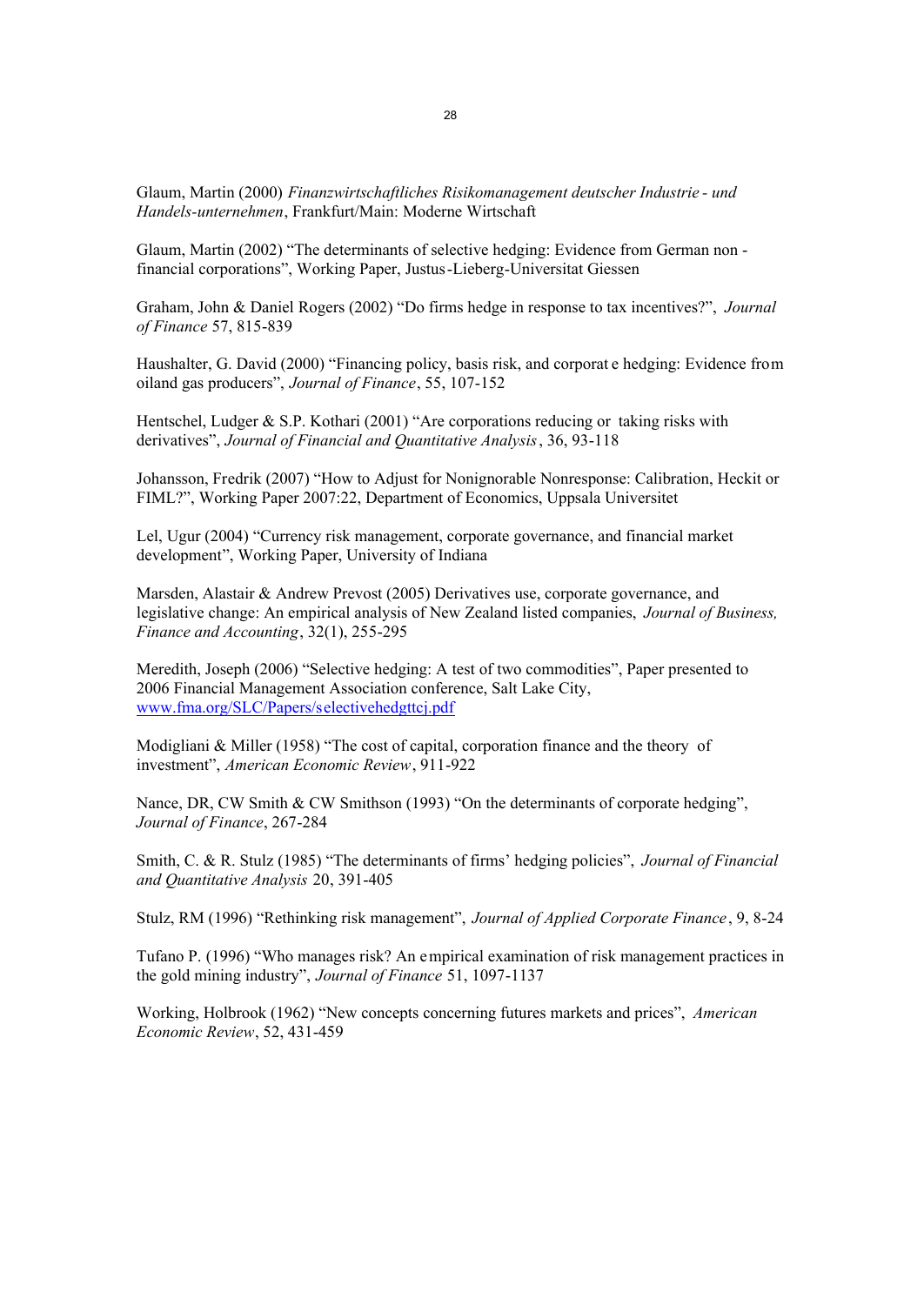Glaum, Martin (2000) *Finanzwirtschaftliches Risikomanagement deutscher Industrie - und Handels-unternehmen*, Frankfurt/Main: Moderne Wirtschaft

Glaum, Martin (2002) "The determinants of selective hedging: Evidence from German non - financial corporations", Working Paper, Justus-Lieberg-Universitat Giessen

Graham, John & Daniel Rogers (2002) "Do firms hedge in response to tax incentives?", *Journal of Finance* 57, 815-839

Haushalter, G. David (2000) "Financing policy, basis risk, and corporate hedging: Evidence from oiland gas producers", *Journal of Finance*, 55, 107-152

Hentschel, Ludger & S.P. Kothari (2001) "Are corporations reducing or taking risks with derivatives", *Journal of Financial and Quantitative Analysis*, 36, 93-118

Johansson, Fredrik (2007) "How to Adjust for Nonignorable Nonresponse: Calibration, Heckit or FIML?", Working Paper 2007:22, Department of Economics, Uppsala Universitet

Lel, Ugur (2004) "Currency risk management, corporate governance, and financial market development", Working Paper, University of Indiana

Marsden, Alastair & Andrew Prevost (2005) Derivatives use, corporate governance, and legislative change: An empirical analysis of New Zealand listed companies, *Journal of Business, Finance and Accounting*, 32(1), 255-295

Meredith, Joseph (2006) "Selective hedging: A test of two commodities", Paper presented to 2006 Financial Management Association conference, Salt Lake City, www.fma.org/SLC/Papers/selectivehedgttcj.pdf

Modigliani & Miller (1958) "The cost of capital, corporation finance and the theory of investment", *American Economic Review*, 911-922

Nance, DR, CW Smith & CW Smithson (1993) "On the determinants of corporate hedging", *Journal of Finance*, 267-284

Smith, C. & R. Stulz (1985) "The determinants of firms' hedging policies", *Journal of Financial and Quantitative Analysis* 20, 391-405

Stulz, RM (1996) "Rethinking risk management", *Journal of Applied Corporate Finance*, 9, 8-24

Tufano P. (1996) "Who manages risk? An empirical examination of risk management practices in the gold mining industry", *Journal of Finance* 51, 1097-1137

Working, Holbrook (1962) "New concepts concerning futures markets and prices", *American Economic Review*, 52, 431-459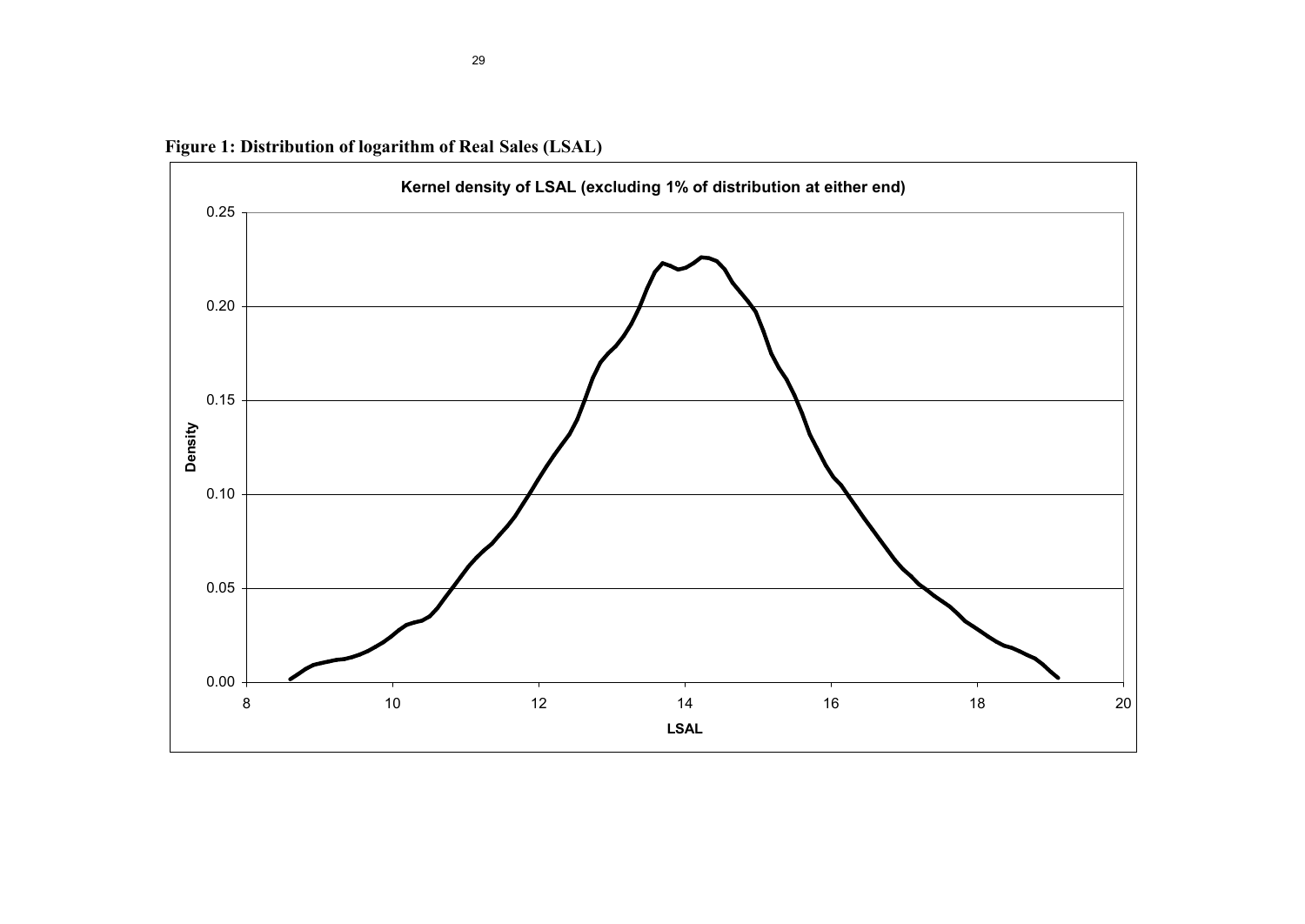**Figure 1: Distribution of logarithm of Real Sales (LSAL)**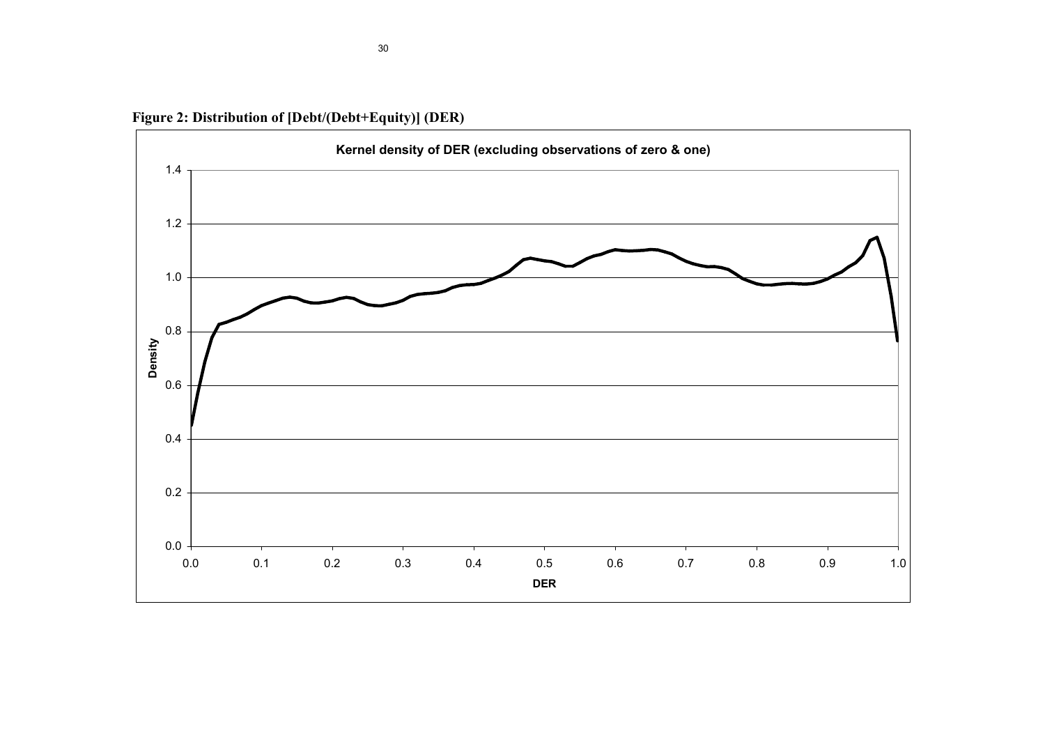**Figure 2: Distribution of [Debt/(Debt+Equity)] (DER)**

Kernel density of DER (excluding observations of zero & one)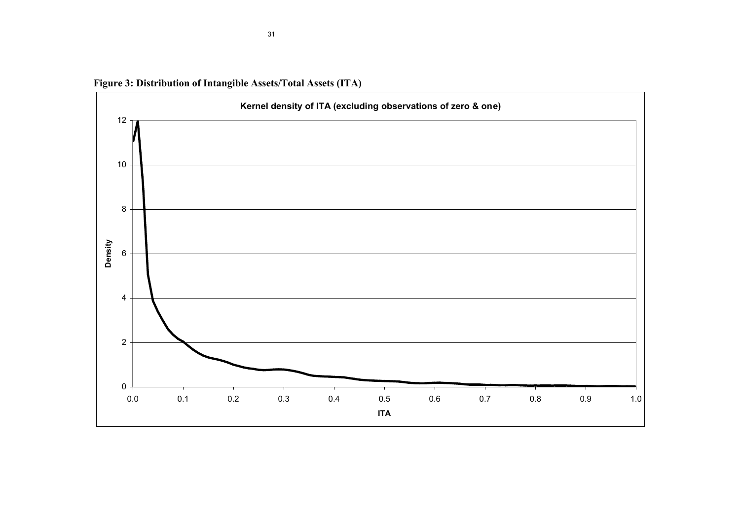**Figure 3: Distribution of Intangible Assets/Total Assets (ITA)**

Kernel density of ITA (excluding observations of zero & one)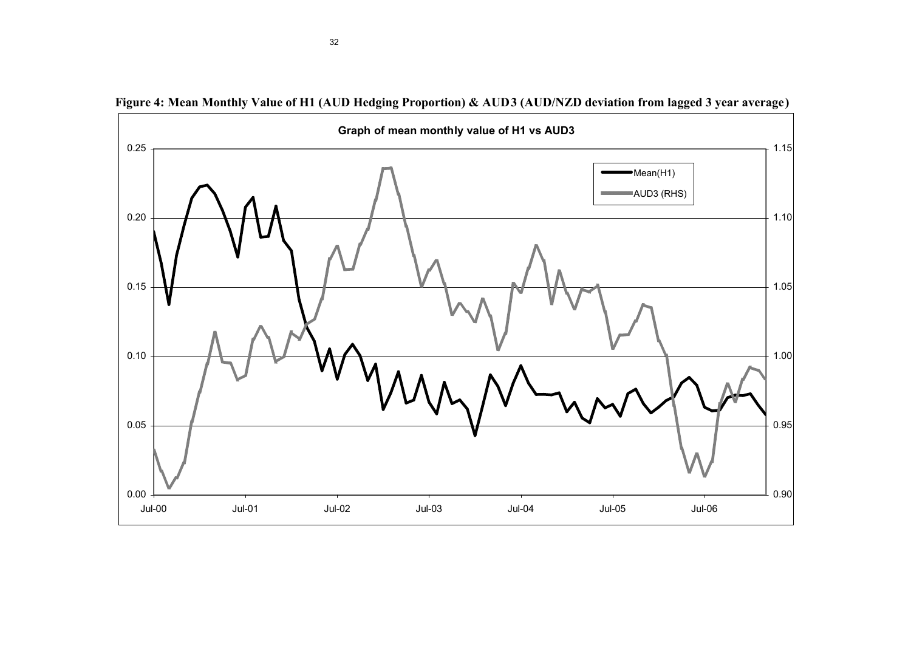**Figure 4: Mean Monthly Value of H1 (AUD Hedging Proportion) & AUD3 (AUD/NZD deviation from lagged 3 year average)**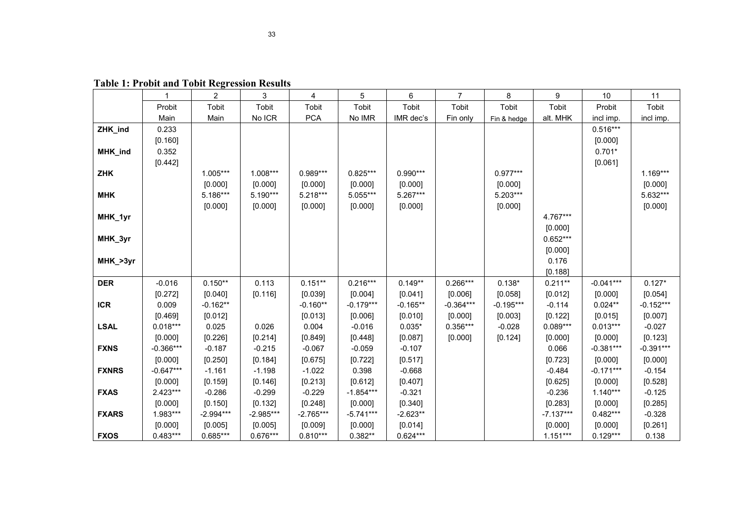**Table 1: Probit and Tobit Regression Results**

| | 1 | 2 | 3 | 4 | 5 | 6 | 7 | 8 | 9 | 10 | 11 |
|---|---|---|---|---|---|---|---|---|---|---|---|
| | Probit | Tobit | Tobit | Tobit | Tobit | Tobit | Tobit | Tobit | Tobit | Probit | Tobit |
| | Main | Main | No ICR | PCA | No IMR | IMR dec's | Fin only | Fin & hedge | alt. MHK | incl imp. | incl imp. |
| **ZHK_ind** | 0.233 | | | | | | | | | 0.516*** | |
| | [0.160] | | | | | | | | | [0.000] | |
| **MHK_ind** | 0.352 | | | | | | | | | 0.701* | |
| | [0.442] | | | | | | | | | [0.061] | |
| **ZHK** | | 1.005*** | 1.008*** | 0.989*** | 0.825*** | 0.990*** | | 0.977*** | | | 1.169*** |
| | | [0.000] | [0.000] | [0.000] | [0.000] | [0.000] | | [0.000] | | | [0.000] |
| **MHK** | | 5.186*** | 5.190*** | 5.218*** | 5.055*** | 5.267*** | | 5.203*** | | | 5.632*** |
| | | [0.000] | [0.000] | [0.000] | [0.000] | [0.000] | | [0.000] | | | [0.000] |
| **MHK_1yr** | | | | | | | | | 4.767*** | | |
| | | | | | | | | | [0.000] | | |
| **MHK_3yr** | | | | | | | | | 0.652*** | | |
| | | | | | | | | | [0.000] | | |
| **MHK_>3yr** | | | | | | | | | 0.176 | | |
| | | | | | | | | | [0.188] | | |
| **DER** | -0.016 | 0.150** | 0.113 | 0.151** | 0.216*** | 0.149** | 0.266*** | 0.138* | 0.211** | -0.041*** | 0.127* |
| | [0.272] | [0.040] | [0.116] | [0.039] | [0.004] | [0.041] | [0.006] | [0.058] | [0.012] | [0.000] | [0.054] |
| **ICR** | 0.009 | -0.162** | | -0.160** | -0.179*** | -0.165** | -0.364*** | -0.195*** | -0.114 | 0.024** | -0.152*** |
| | [0.469] | [0.012] | | [0.013] | [0.006] | [0.010] | [0.000] | [0.003] | [0.122] | [0.015] | [0.007] |
| **LSAL** | 0.018*** | 0.025 | 0.026 | 0.004 | -0.016 | 0.035* | 0.356*** | -0.028 | 0.089*** | 0.013*** | -0.027 |
| | [0.000] | [0.226] | [0.214] | [0.849] | [0.448] | [0.087] | [0.000] | [0.124] | [0.000] | [0.000] | [0.123] |
| **FXNS** | -0.366*** | -0.187 | -0.215 | -0.067 | -0.059 | -0.107 | | | 0.066 | -0.381*** | -0.391*** |
| | [0.000] | [0.250] | [0.184] | [0.675] | [0.722] | [0.517] | | | [0.723] | [0.000] | [0.000] |
| **FXNRS** | -0.647*** | -1.161 | -1.198 | -1.022 | 0.398 | -0.668 | | | -0.484 | -0.171*** | -0.154 |
| | [0.000] | [0.159] | [0.146] | [0.213] | [0.612] | [0.407] | | | [0.625] | [0.000] | [0.528] |
| **FXAS** | 2.423*** | -0.286 | -0.299 | -0.229 | -1.854*** | -0.321 | | | -0.236 | 1.140*** | -0.125 |
| | [0.000] | [0.150] | [0.132] | [0.248] | [0.000] | [0.340] | | | [0.283] | [0.000] | [0.285] |
| **FXARS** | 1.983*** | -2.994*** | -2.985*** | -2.765*** | -5.741*** | -2.623** | | | -7.137*** | 0.482*** | -0.328 |
| | [0.000] | [0.005] | [0.005] | [0.009] | [0.000] | [0.014] | | | [0.000] | [0.000] | [0.261] |
| **FXOS** | 0.483*** | 0.685*** | 0.676*** | 0.810*** | 0.382** | 0.624*** | | | 1.151*** | 0.129*** | 0.138 |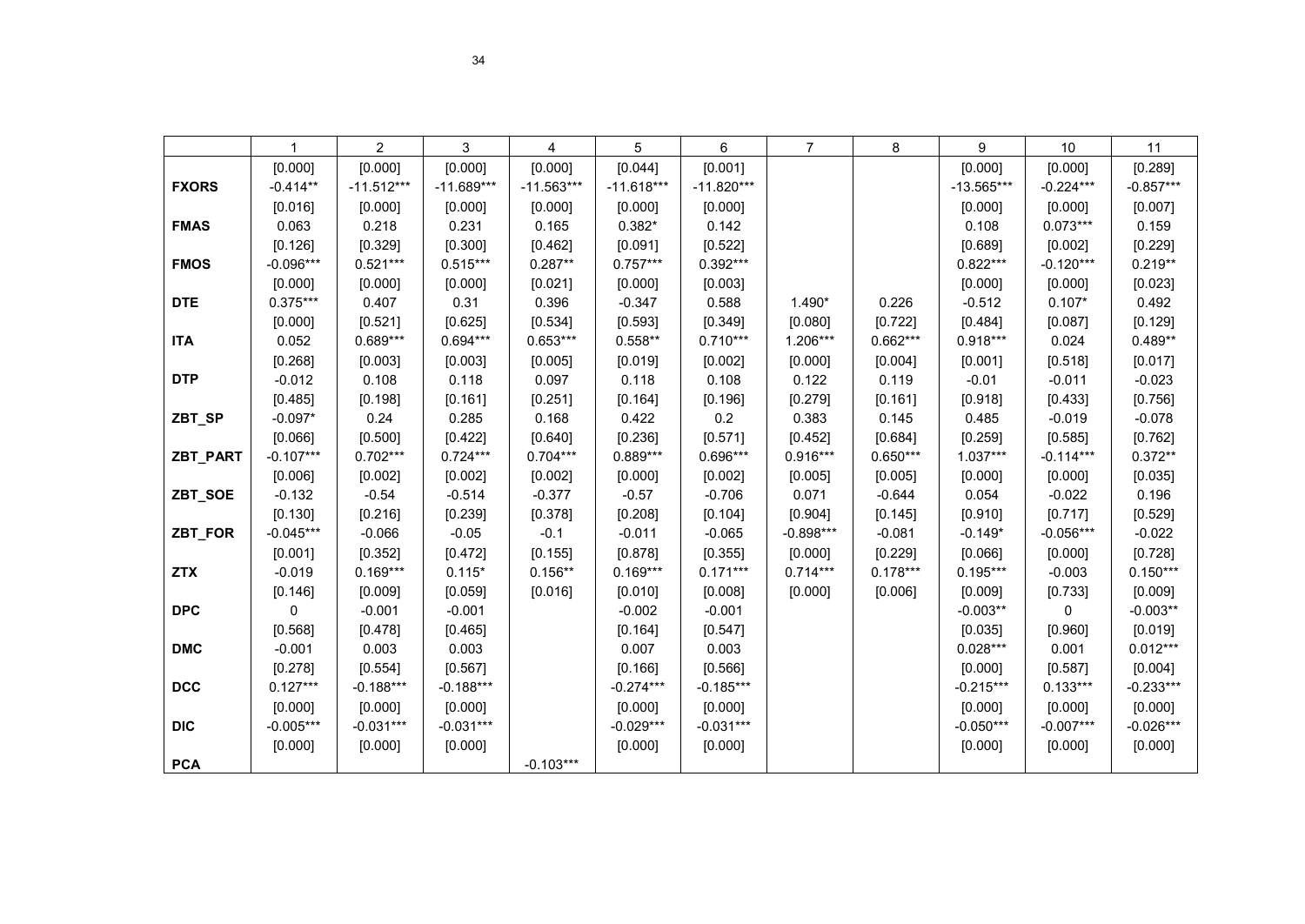| | 1 | 2 | 3 | 4 | 5 | 6 | 7 | 8 | 9 | 10 | 11 |
|---|---|---|---|---|---|---|---|---|---|---|---|
| | [0.000] | [0.000] | [0.000] | [0.000] | [0.044] | [0.001] | | | [0.000] | [0.000] | [0.289] |
| **FXORS** | -0.414** | -11.512*** | -11.689*** | -11.563*** | -11.618*** | -11.820*** | | | -13.565*** | -0.224*** | -0.857*** |
| | [0.016] | [0.000] | [0.000] | [0.000] | [0.000] | [0.000] | | | [0.000] | [0.000] | [0.007] |
| **FMAS** | 0.063 | 0.218 | 0.231 | 0.165 | 0.382* | 0.142 | | | 0.108 | 0.073*** | 0.159 |
| | [0.126] | [0.329] | [0.300] | [0.462] | [0.091] | [0.522] | | | [0.689] | [0.002] | [0.229] |
| **FMOS** | -0.096*** | 0.521*** | 0.515*** | 0.287** | 0.757*** | 0.392*** | | | 0.822*** | -0.120*** | 0.219** |
| | [0.000] | [0.000] | [0.000] | [0.021] | [0.000] | [0.003] | | | [0.000] | [0.000] | [0.023] |
| **DTE** | 0.375*** | 0.407 | 0.31 | 0.396 | -0.347 | 0.588 | 1.490* | 0.226 | -0.512 | 0.107* | 0.492 |
| | [0.000] | [0.521] | [0.625] | [0.534] | [0.593] | [0.349] | [0.080] | [0.722] | [0.484] | [0.087] | [0.129] |
| **ITA** | 0.052 | 0.689*** | 0.694*** | 0.653*** | 0.558** | 0.710*** | 1.206*** | 0.662*** | 0.918*** | 0.024 | 0.489** |
| | [0.268] | [0.003] | [0.003] | [0.005] | [0.019] | [0.002] | [0.000] | [0.004] | [0.001] | [0.518] | [0.017] |
| **DTP** | -0.012 | 0.108 | 0.118 | 0.097 | 0.118 | 0.108 | 0.122 | 0.119 | -0.01 | -0.011 | -0.023 |
| | [0.485] | [0.198] | [0.161] | [0.251] | [0.164] | [0.196] | [0.279] | [0.161] | [0.918] | [0.433] | [0.756] |
| **ZBT_SP** | -0.097* | 0.24 | 0.285 | 0.168 | 0.422 | 0.2 | 0.383 | 0.145 | 0.485 | -0.019 | -0.078 |
| | [0.066] | [0.500] | [0.422] | [0.640] | [0.236] | [0.571] | [0.452] | [0.684] | [0.259] | [0.585] | [0.762] |
| **ZBT_PART** | -0.107*** | 0.702*** | 0.724*** | 0.704*** | 0.889*** | 0.696*** | 0.916*** | 0.650*** | 1.037*** | -0.114*** | 0.372** |
| | [0.006] | [0.002] | [0.002] | [0.002] | [0.000] | [0.002] | [0.005] | [0.005] | [0.000] | [0.000] | [0.035] |
| **ZBT_SOE** | -0.132 | -0.54 | -0.514 | -0.377 | -0.57 | -0.706 | 0.071 | -0.644 | 0.054 | -0.022 | 0.196 |
| | [0.130] | [0.216] | [0.239] | [0.378] | [0.208] | [0.104] | [0.904] | [0.145] | [0.910] | [0.717] | [0.529] |
| **ZBT_FOR** | -0.045*** | -0.066 | -0.05 | -0.1 | -0.011 | -0.065 | -0.898*** | -0.081 | -0.149* | -0.056*** | -0.022 |
| | [0.001] | [0.352] | [0.472] | [0.155] | [0.878] | [0.355] | [0.000] | [0.229] | [0.066] | [0.000] | [0.728] |
| **ZTX** | -0.019 | 0.169*** | 0.115* | 0.156** | 0.169*** | 0.171*** | 0.714*** | 0.178*** | 0.195*** | -0.003 | 0.150*** |
| | [0.146] | [0.009] | [0.059] | [0.016] | [0.010] | [0.008] | [0.000] | [0.006] | [0.009] | [0.733] | [0.009] |
| **DPC** | 0 | -0.001 | -0.001 | | -0.002 | -0.001 | | | -0.003** | 0 | -0.003** |
| | [0.568] | [0.478] | [0.465] | | [0.164] | [0.547] | | | [0.035] | [0.960] | [0.019] |
| **DMC** | -0.001 | 0.003 | 0.003 | | 0.007 | 0.003 | | | 0.028*** | 0.001 | 0.012*** |
| | [0.278] | [0.554] | [0.567] | | [0.166] | [0.566] | | | [0.000] | [0.587] | [0.004] |
| **DCC** | 0.127*** | -0.188*** | -0.188*** | | -0.274*** | -0.185*** | | | -0.215*** | 0.133*** | -0.233*** |
| | [0.000] | [0.000] | [0.000] | | [0.000] | [0.000] | | | [0.000] | [0.000] | [0.000] |
| **DIC** | -0.005*** | -0.031*** | -0.031*** | | -0.029*** | -0.031*** | | | -0.050*** | -0.007*** | -0.026*** |
| | [0.000] | [0.000] | [0.000] | | [0.000] | [0.000] | | | [0.000] | [0.000] | [0.000] |
| **PCA** | | | | -0.103*** | | | | | | | |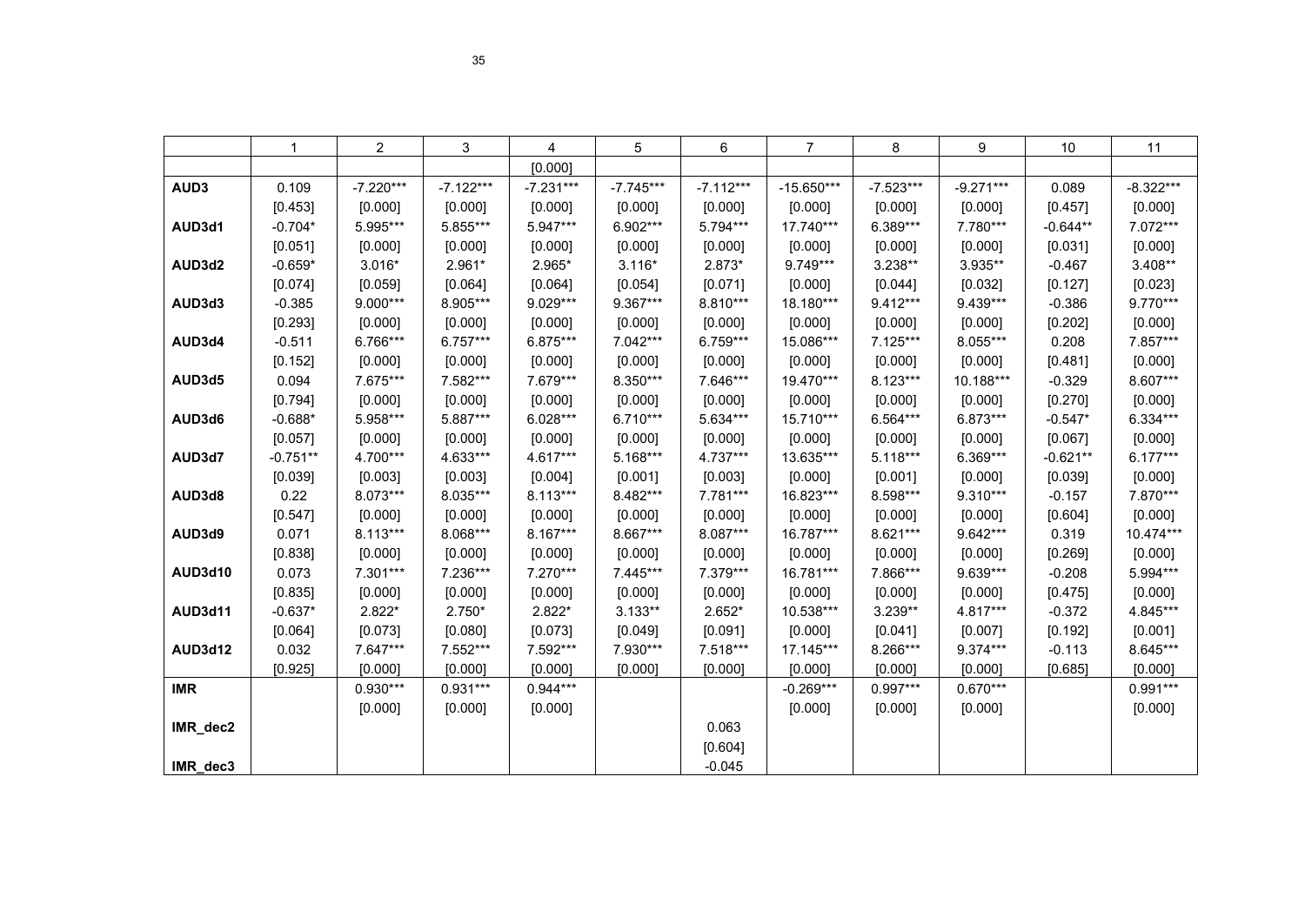| | 1 | 2 | 3 | 4 | 5 | 6 | 7 | 8 | 9 | 10 | 11 |
|---|---|---|---|---|---|---|---|---|---|---|---|
| | | | | [0.000] | | | | | | | |
| **AUD3** | 0.109 | -7.220*** | -7.122*** | -7.231*** | -7.745*** | -7.112*** | -15.650*** | -7.523*** | -9.271*** | 0.089 | -8.322*** |
| | [0.453] | [0.000] | [0.000] | [0.000] | [0.000] | [0.000] | [0.000] | [0.000] | [0.000] | [0.457] | [0.000] |
| **AUD3d1** | -0.704* | 5.995*** | 5.855*** | 5.947*** | 6.902*** | 5.794*** | 17.740*** | 6.389*** | 7.780*** | -0.644** | 7.072*** |
| | [0.051] | [0.000] | [0.000] | [0.000] | [0.000] | [0.000] | [0.000] | [0.000] | [0.000] | [0.031] | [0.000] |
| **AUD3d2** | -0.659* | 3.016* | 2.961* | 2.965* | 3.116* | 2.873* | 9.749*** | 3.238** | 3.935** | -0.467 | 3.408** |
| | [0.074] | [0.059] | [0.064] | [0.064] | [0.054] | [0.071] | [0.000] | [0.044] | [0.032] | [0.127] | [0.023] |
| **AUD3d3** | -0.385 | 9.000*** | 8.905*** | 9.029*** | 9.367*** | 8.810*** | 18.180*** | 9.412*** | 9.439*** | -0.386 | 9.770*** |
| | [0.293] | [0.000] | [0.000] | [0.000] | [0.000] | [0.000] | [0.000] | [0.000] | [0.000] | [0.202] | [0.000] |
| **AUD3d4** | -0.511 | 6.766*** | 6.757*** | 6.875*** | 7.042*** | 6.759*** | 15.086*** | 7.125*** | 8.055*** | 0.208 | 7.857*** |
| | [0.152] | [0.000] | [0.000] | [0.000] | [0.000] | [0.000] | [0.000] | [0.000] | [0.000] | [0.481] | [0.000] |
| **AUD3d5** | 0.094 | 7.675*** | 7.582*** | 7.679*** | 8.350*** | 7.646*** | 19.470*** | 8.123*** | 10.188*** | -0.329 | 8.607*** |
| | [0.794] | [0.000] | [0.000] | [0.000] | [0.000] | [0.000] | [0.000] | [0.000] | [0.000] | [0.270] | [0.000] |
| **AUD3d6** | -0.688* | 5.958*** | 5.887*** | 6.028*** | 6.710*** | 5.634*** | 15.710*** | 6.564*** | 6.873*** | -0.547* | 6.334*** |
| | [0.057] | [0.000] | [0.000] | [0.000] | [0.000] | [0.000] | [0.000] | [0.000] | [0.000] | [0.067] | [0.000] |
| **AUD3d7** | -0.751** | 4.700*** | 4.633*** | 4.617*** | 5.168*** | 4.737*** | 13.635*** | 5.118*** | 6.369*** | -0.621** | 6.177*** |
| | [0.039] | [0.003] | [0.003] | [0.004] | [0.001] | [0.003] | [0.000] | [0.001] | [0.000] | [0.039] | [0.000] |
| **AUD3d8** | 0.22 | 8.073*** | 8.035*** | 8.113*** | 8.482*** | 7.781*** | 16.823*** | 8.598*** | 9.310*** | -0.157 | 7.870*** |
| | [0.547] | [0.000] | [0.000] | [0.000] | [0.000] | [0.000] | [0.000] | [0.000] | [0.000] | [0.604] | [0.000] |
| **AUD3d9** | 0.071 | 8.113*** | 8.068*** | 8.167*** | 8.667*** | 8.087*** | 16.787*** | 8.621*** | 9.642*** | 0.319 | 10.474*** |
| | [0.838] | [0.000] | [0.000] | [0.000] | [0.000] | [0.000] | [0.000] | [0.000] | [0.000] | [0.269] | [0.000] |
| **AUD3d10** | 0.073 | 7.301*** | 7.236*** | 7.270*** | 7.445*** | 7.379*** | 16.781*** | 7.866*** | 9.639*** | -0.208 | 5.994*** |
| | [0.835] | [0.000] | [0.000] | [0.000] | [0.000] | [0.000] | [0.000] | [0.000] | [0.000] | [0.475] | [0.000] |
| **AUD3d11** | -0.637* | 2.822* | 2.750* | 2.822* | 3.133** | 2.652* | 10.538*** | 3.239** | 4.817*** | -0.372 | 4.845*** |
| | [0.064] | [0.073] | [0.080] | [0.073] | [0.049] | [0.091] | [0.000] | [0.041] | [0.007] | [0.192] | [0.001] |
| **AUD3d12** | 0.032 | 7.647*** | 7.552*** | 7.592*** | 7.930*** | 7.518*** | 17.145*** | 8.266*** | 9.374*** | -0.113 | 8.645*** |
| | [0.925] | [0.000] | [0.000] | [0.000] | [0.000] | [0.000] | [0.000] | [0.000] | [0.000] | [0.685] | [0.000] |
| **IMR** | | 0.930*** | 0.931*** | 0.944*** | | | -0.269*** | 0.997*** | 0.670*** | | 0.991*** |
| | | [0.000] | [0.000] | [0.000] | | | [0.000] | [0.000] | [0.000] | | [0.000] |
| **IMR_dec2** | | | | | | 0.063 | | | | | |
| | | | | | | [0.604] | | | | | |
| **IMR_dec3** | | | | | | -0.045 | | | | | |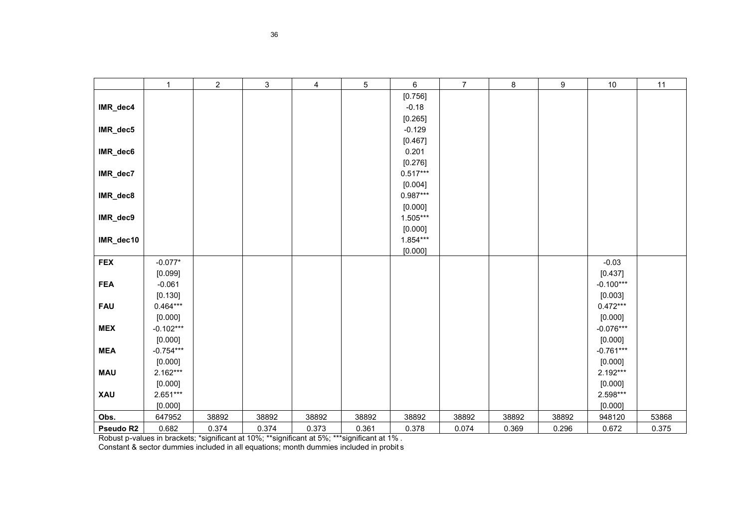| | 1 | 2 | 3 | 4 | 5 | 6 | 7 | 8 | 9 | 10 | 11 |
|---|---|---|---|---|---|---|---|---|---|---|---|
| | | | | | | [0.756] | | | | | |
| IMR_dec4 | | | | | | -0.18 | | | | | |
| | | | | | | [0.265] | | | | | |
| IMR_dec5 | | | | | | -0.129 | | | | | |
| | | | | | | [0.467] | | | | | |
| IMR_dec6 | | | | | | 0.201 | | | | | |
| | | | | | | [0.276] | | | | | |
| IMR_dec7 | | | | | | 0.517*** | | | | | |
| | | | | | | [0.004] | | | | | |
| IMR_dec8 | | | | | | 0.987*** | | | | | |
| | | | | | | [0.000] | | | | | |
| IMR_dec9 | | | | | | 1.505*** | | | | | |
| | | | | | | [0.000] | | | | | |
| IMR_dec10 | | | | | | 1.854*** | | | | | |
| | | | | | | [0.000] | | | | | |
| **FEX** | -0.077* | | | | | | | | | -0.03 | |
| | [0.099] | | | | | | | | | [0.437] | |
| **FEA** | -0.061 | | | | | | | | | -0.100*** | |
| | [0.130] | | | | | | | | | [0.003] | |
| **FAU** | 0.464*** | | | | | | | | | 0.472*** | |
| | [0.000] | | | | | | | | | [0.000] | |
| **MEX** | -0.102*** | | | | | | | | | -0.076*** | |
| | [0.000] | | | | | | | | | [0.000] | |
| **MEA** | -0.754*** | | | | | | | | | -0.761*** | |
| | [0.000] | | | | | | | | | [0.000] | |
| **MAU** | 2.162*** | | | | | | | | | 2.192*** | |
| | [0.000] | | | | | | | | | [0.000] | |
| **XAU** | 2.651*** | | | | | | | | | 2.598*** | |
| | [0.000] | | | | | | | | | [0.000] | |
| **Obs.** | 647952 | 38892 | 38892 | 38892 | 38892 | 38892 | 38892 | 38892 | 38892 | 948120 | 53868 |
| **Pseudo R2** | 0.682 | 0.374 | 0.374 | 0.373 | 0.361 | 0.378 | 0.074 | 0.369 | 0.296 | 0.672 | 0.375 |

Robust p-values in brackets; *significant at 10%; **significant at 5%; ***significant at 1% .

Constant & sector dummies included in all equations; month dummies included in probits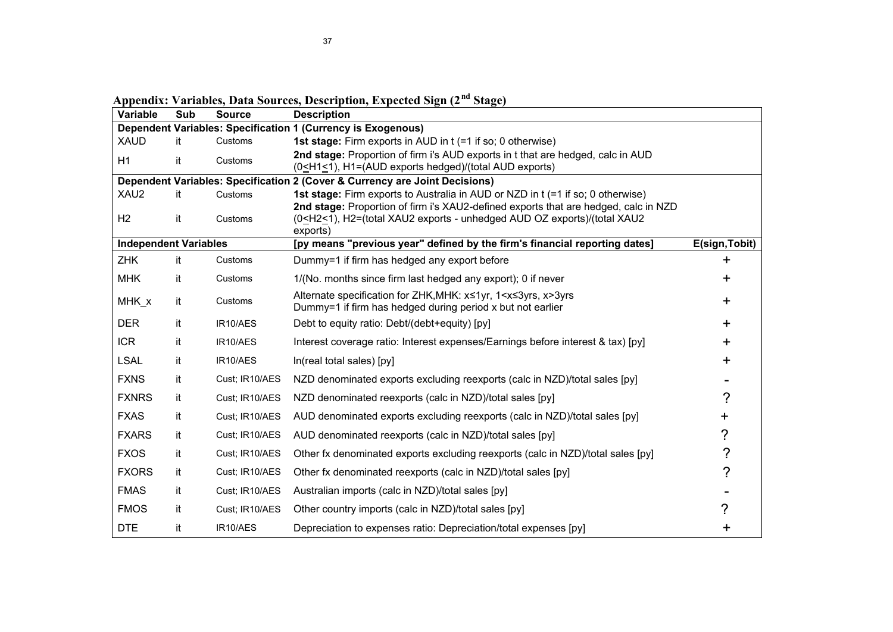## Appendix: Variables, Data Sources, Description, Expected Sign (2[nd] Stage)

| Variable | Sub | Source | Description | E(sign,Tobit) |
|---|---|---|---|---|
| **Dependent Variables: Specification 1 (Currency is Exogenous)** | | | | |
| XAUD | it | Customs | **1st stage:** Firm exports in AUD in t (=1 if so; 0 otherwise) | |
| H1 | it | Customs | **2nd stage:** Proportion of firm i's AUD exports in t that are hedged, calc in AUD ($0 \leq H1 \leq 1$), H1=(AUD exports hedged)/(total AUD exports) | |
| **Dependent Variables: Specification 2 (Cover & Currency are Joint Decisions)** | | | | |
| XAU2 | it | Customs | **1st stage:** Firm exports to Australia in AUD or NZD in t (=1 if so; 0 otherwise) | |
| H2 | it | Customs | **2nd stage:** Proportion of firm i's XAU2-defined exports that are hedged, calc in NZD ($0 \leq H2 \leq 1$), H2=(total XAU2 exports - unhedged AUD OZ exports)/(total XAU2 exports) | |
| **Independent Variables** | | | **[py means "previous year" defined by the firm's financial reporting dates]** | **E(sign,Tobit)** |
| ZHK | it | Customs | Dummy=1 if firm has hedged any export before | + |
| MHK | it | Customs | 1/(No. months since firm last hedged any export); 0 if never | + |
| MHK_x | it | Customs | Alternate specification for ZHK,MHK: $x \leq 1$yr, $1 < x \leq 3$yrs, $x > 3$yrs Dummy=1 if firm has hedged during period x but not earlier | + |
| DER | it | IR10/AES | Debt to equity ratio: Debt/(debt+equity) [py] | + |
| ICR | it | IR10/AES | Interest coverage ratio: Interest expenses/Earnings before interest & tax) [py] | + |
| LSAL | it | IR10/AES | ln(real total sales) [py] | + |
| FXNS | it | Cust; IR10/AES | NZD denominated exports excluding reexports (calc in NZD)/total sales [py] | - |
| FXNRS | it | Cust; IR10/AES | NZD denominated reexports (calc in NZD)/total sales [py] | ? |
| FXAS | it | Cust; IR10/AES | AUD denominated exports excluding reexports (calc in NZD)/total sales [py] | + |
| FXARS | it | Cust; IR10/AES | AUD denominated reexports (calc in NZD)/total sales [py] | ? |
| FXOS | it | Cust; IR10/AES | Other fx denominated exports excluding reexports (calc in NZD)/total sales [py] | ? |
| FXORS | it | Cust; IR10/AES | Other fx denominated reexports (calc in NZD)/total sales [py] | ? |
| FMAS | it | Cust; IR10/AES | Australian imports (calc in NZD)/total sales [py] | - |
| FMOS | it | Cust; IR10/AES | Other country imports (calc in NZD)/total sales [py] | ? |
| DTE | it | IR10/AES | Depreciation to expenses ratio: Depreciation/total expenses [py] | + |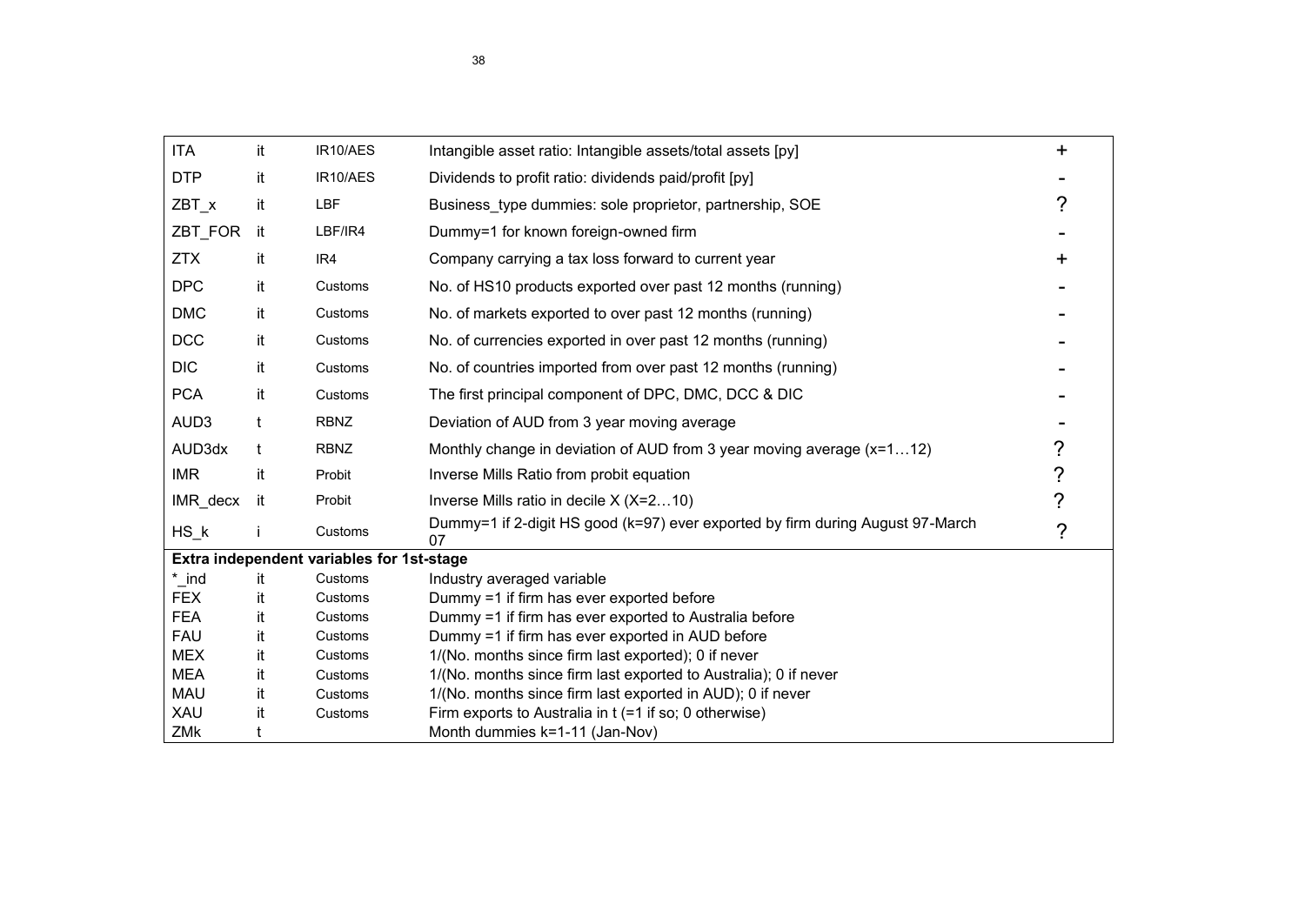| | | | | |
|---|---|---|---|---|
| ITA | it | IR10/AES | Intangible asset ratio: Intangible assets/total assets [py] | + |
| DTP | it | IR10/AES | Dividends to profit ratio: dividends paid/profit [py] | - |
| ZBT_x | it | LBF | Business_type dummies: sole proprietor, partnership, SOE | ? |
| ZBT_FOR | it | LBF/IR4 | Dummy=1 for known foreign-owned firm | - |
| ZTX | it | IR4 | Company carrying a tax loss forward to current year | + |
| DPC | it | Customs | No. of HS10 products exported over past 12 months (running) | - |
| DMC | it | Customs | No. of markets exported to over past 12 months (running) | - |
| DCC | it | Customs | No. of currencies exported in over past 12 months (running) | - |
| DIC | it | Customs | No. of countries imported from over past 12 months (running) | - |
| PCA | it | Customs | The first principal component of DPC, DMC, DCC & DIC | - |
| AUD3 | t | RBNZ | Deviation of AUD from 3 year moving average | - |
| AUD3dx | t | RBNZ | Monthly change in deviation of AUD from 3 year moving average (x=1…12) | ? |
| IMR | it | Probit | Inverse Mills Ratio from probit equation | ? |
| IMR_decx | it | Probit | Inverse Mills ratio in decile X (X=2…10) | ? |
| HS_k | i | Customs | Dummy=1 if 2-digit HS good (k=97) ever exported by firm during August 97-March 07 | ? |
| **Extra independent variables for 1st-stage** | | | | |
| *_ind | it | Customs | Industry averaged variable | |
| FEX | it | Customs | Dummy =1 if firm has ever exported before | |
| FEA | it | Customs | Dummy =1 if firm has ever exported to Australia before | |
| FAU | it | Customs | Dummy =1 if firm has ever exported in AUD before | |
| MEX | it | Customs | 1/(No. months since firm last exported); 0 if never | |
| MEA | it | Customs | 1/(No. months since firm last exported to Australia); 0 if never | |
| MAU | it | Customs | 1/(No. months since firm last exported in AUD); 0 if never | |
| XAU | it | Customs | Firm exports to Australia in t (=1 if so; 0 otherwise) | |
| ZMk | t | | Month dummies k=1-11 (Jan-Nov) | |